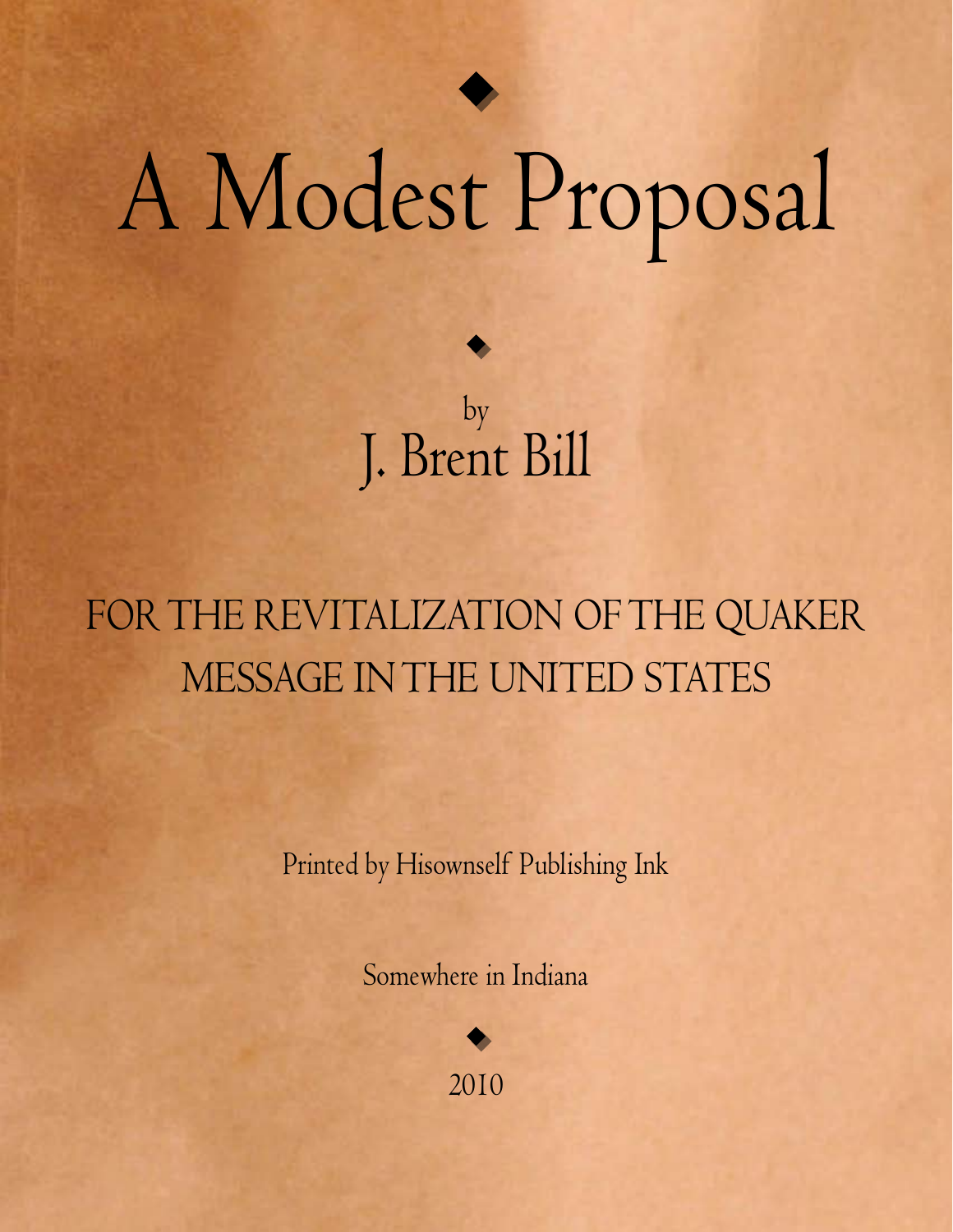# A Modest Proposal

by

## J. Brent Bill

### FOR THE REVITALIZATION OF THE QUAKER MESSAGE IN THE UNITED STATES

Printed by Hisownself Publishing Ink

Somewhere in Indiana

2010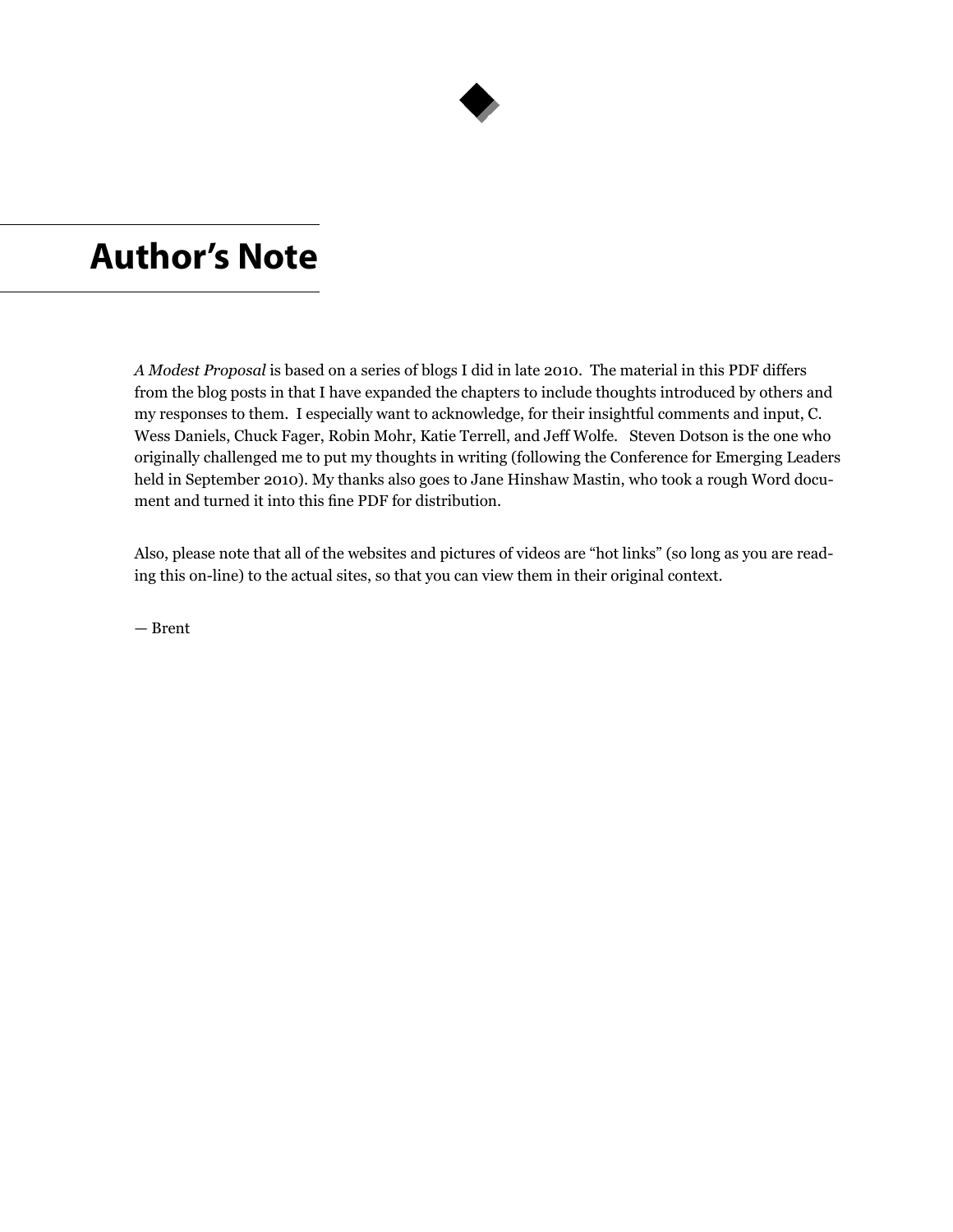# Author's Note

*A Modest Proposal* is based on a series of blogs I did in late 2010. The material in this PDF differs from the blog posts in that I have expanded the chapters to include thoughts introduced by others and my responses to them. I especially want to acknowledge, for their insightful comments and input, C. Wess Daniels, Chuck Fager, Robin Mohr, Katie Terrell, and Jeff Wolfe. Steven Dotson is the one who originally challenged me to put my thoughts in writing (following the Conference for Emerging Leaders held in September 2010). My thanks also goes to Jane Hinshaw Mastin, who took a rough Word document and turned it into this fine PDF for distribution.

Also, please note that all of the websites and pictures of videos are "hot links" (so long as you are reading this on-line) to the actual sites, so that you can view them in their original context.

— Brent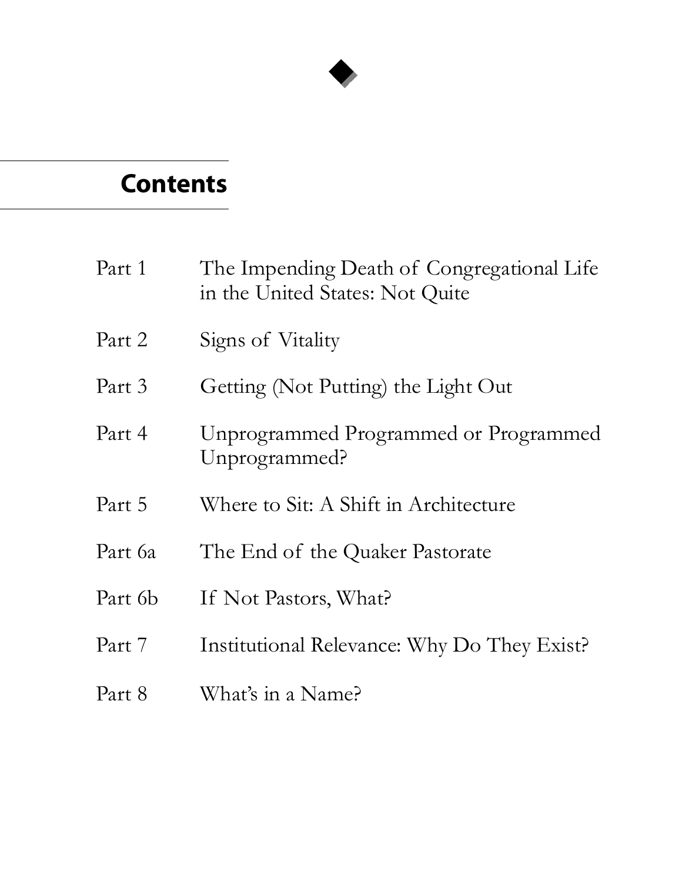## Contents

| | |
|---|---|
| Part 1 | The Impending Death of Congregational Life in the United States: Not Quite |
| Part 2 | Signs of Vitality |
| Part 3 | Getting (Not Putting) the Light Out |
| Part 4 | Unprogrammed Programmed or Programmed Unprogrammed? |
| Part 5 | Where to Sit: A Shift in Architecture |
| Part 6a | The End of the Quaker Pastorate |
| Part 6b | If Not Pastors, What? |
| Part 7 | Institutional Relevance: Why Do They Exist? |
| Part 8 | What's in a Name? |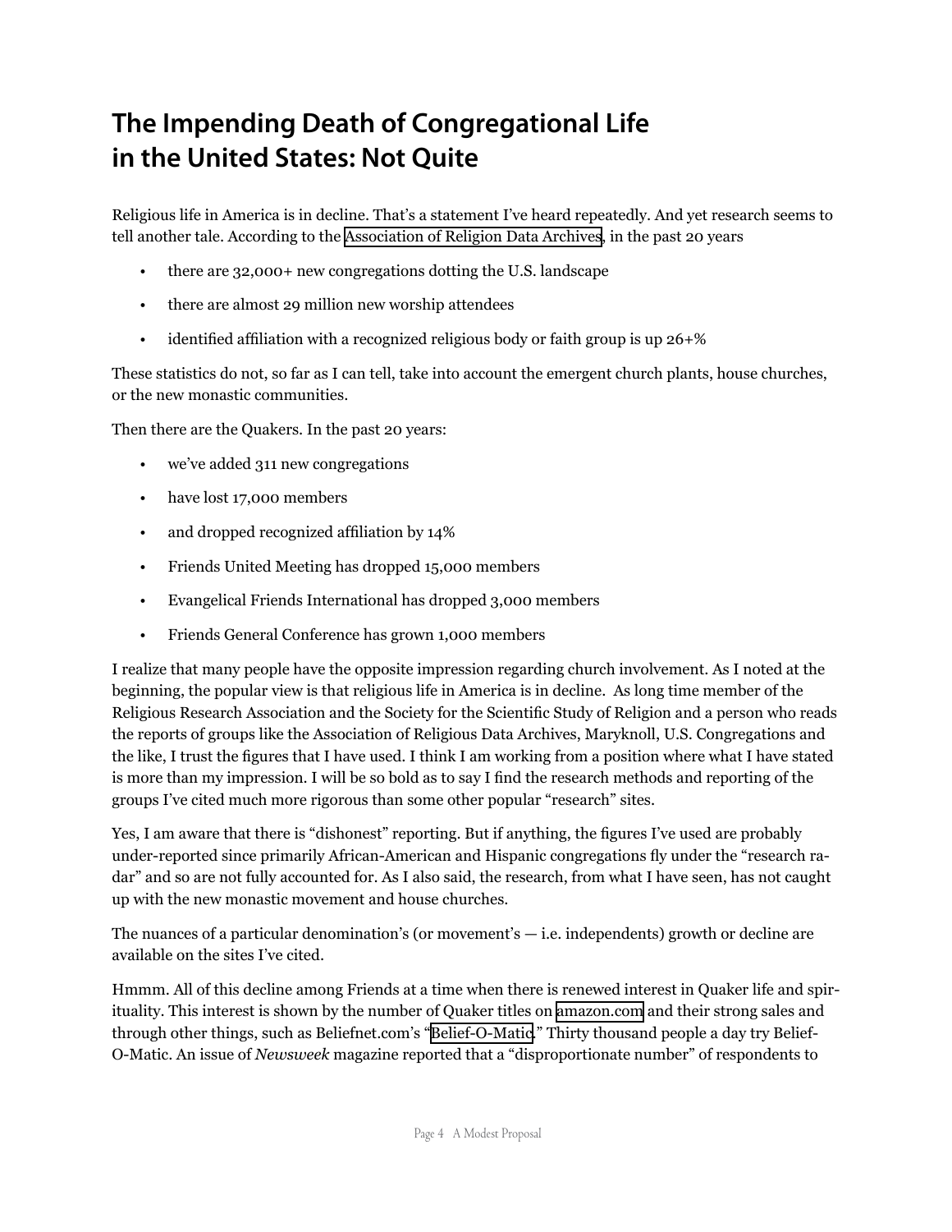# The Impending Death of Congregational Life in the United States: Not Quite

Religious life in America is in decline. That's a statement I've heard repeatedly. And yet research seems to tell another tale. According to the Association of Religion Data Archives, in the past 20 years

- there are 32,000+ new congregations dotting the U.S. landscape
- there are almost 29 million new worship attendees
- identified affiliation with a recognized religious body or faith group is up 26+%

These statistics do not, so far as I can tell, take into account the emergent church plants, house churches, or the new monastic communities.

Then there are the Quakers. In the past 20 years:

- we've added 311 new congregations
- have lost 17,000 members
- and dropped recognized affiliation by 14%
- Friends United Meeting has dropped 15,000 members
- Evangelical Friends International has dropped 3,000 members
- Friends General Conference has grown 1,000 members

I realize that many people have the opposite impression regarding church involvement. As I noted at the beginning, the popular view is that religious life in America is in decline. As long time member of the Religious Research Association and the Society for the Scientific Study of Religion and a person who reads the reports of groups like the Association of Religious Data Archives, Maryknoll, U.S. Congregations and the like, I trust the figures that I have used. I think I am working from a position where what I have stated is more than my impression. I will be so bold as to say I find the research methods and reporting of the groups I've cited much more rigorous than some other popular "research" sites.

Yes, I am aware that there is "dishonest" reporting. But if anything, the figures I've used are probably under-reported since primarily African-American and Hispanic congregations fly under the "research radar" and so are not fully accounted for. As I also said, the research, from what I have seen, has not caught up with the new monastic movement and house churches.

The nuances of a particular denomination's (or movement's — i.e. independents) growth or decline are available on the sites I've cited.

Hmmm. All of this decline among Friends at a time when there is renewed interest in Quaker life and spirituality. This interest is shown by the number of Quaker titles on amazon.com and their strong sales and through other things, such as Beliefnet.com's "Belief-O-Matic." Thirty thousand people a day try Belief-O-Matic. An issue of *Newsweek* magazine reported that a "disproportionate number" of respondents to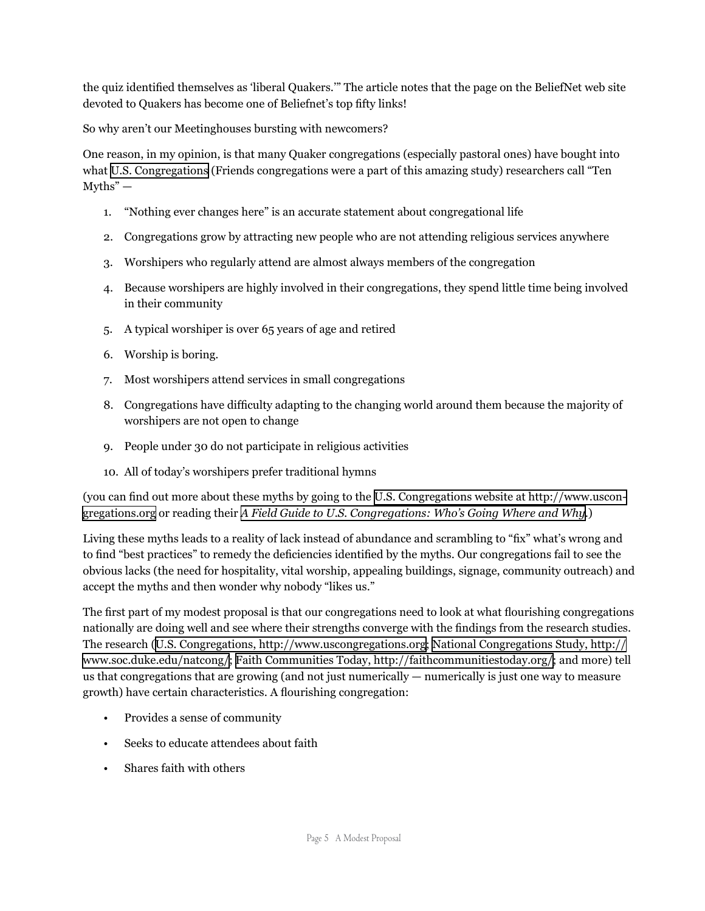the quiz identified themselves as 'liberal Quakers.'" The article notes that the page on the BeliefNet web site devoted to Quakers has become one of Beliefnet's top fifty links!

So why aren't our Meetinghouses bursting with newcomers?

One reason, in my opinion, is that many Quaker congregations (especially pastoral ones) have bought into what U.S. Congregations (Friends congregations were a part of this amazing study) researchers call "Ten Myths" —

1. "Nothing ever changes here" is an accurate statement about congregational life
2. Congregations grow by attracting new people who are not attending religious services anywhere
3. Worshipers who regularly attend are almost always members of the congregation
4. Because worshipers are highly involved in their congregations, they spend little time being involved in their community
5. A typical worshiper is over 65 years of age and retired
6. Worship is boring.
7. Most worshipers attend services in small congregations
8. Congregations have difficulty adapting to the changing world around them because the majority of worshipers are not open to change
9. People under 30 do not participate in religious activities
10. All of today's worshipers prefer traditional hymns

(you can find out more about these myths by going to the U.S. Congregations website at http://www.uscongregations.org or reading their *A Field Guide to U.S. Congregations: Who's Going Where and Why*.)

Living these myths leads to a reality of lack instead of abundance and scrambling to "fix" what's wrong and to find "best practices" to remedy the deficiencies identified by the myths. Our congregations fail to see the obvious lacks (the need for hospitality, vital worship, appealing buildings, signage, community outreach) and accept the myths and then wonder why nobody "likes us."

The first part of my modest proposal is that our congregations need to look at what flourishing congregations nationally are doing well and see where their strengths converge with the findings from the research studies. The research (U.S. Congregations, http://www.uscongregations.org; National Congregations Study, http://www.soc.duke.edu/natcong/; Faith Communities Today, http://faithcommunitiestoday.org/; and more) tell us that congregations that are growing (and not just numerically — numerically is just one way to measure growth) have certain characteristics. A flourishing congregation:

- Provides a sense of community
- Seeks to educate attendees about faith
- Shares faith with others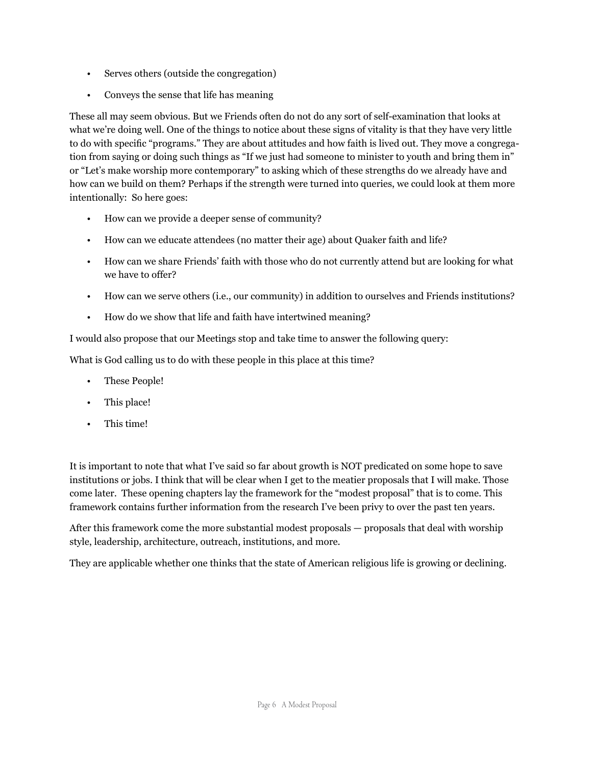- Serves others (outside the congregation)
- Conveys the sense that life has meaning

These all may seem obvious. But we Friends often do not do any sort of self-examination that looks at what we're doing well. One of the things to notice about these signs of vitality is that they have very little to do with specific "programs." They are about attitudes and how faith is lived out. They move a congregation from saying or doing such things as "If we just had someone to minister to youth and bring them in" or "Let's make worship more contemporary" to asking which of these strengths do we already have and how can we build on them? Perhaps if the strength were turned into queries, we could look at them more intentionally: So here goes:

- How can we provide a deeper sense of community?
- How can we educate attendees (no matter their age) about Quaker faith and life?
- How can we share Friends' faith with those who do not currently attend but are looking for what we have to offer?
- How can we serve others (i.e., our community) in addition to ourselves and Friends institutions?
- How do we show that life and faith have intertwined meaning?

I would also propose that our Meetings stop and take time to answer the following query:

What is God calling us to do with these people in this place at this time?

- These People!
- This place!
- This time!

It is important to note that what I've said so far about growth is NOT predicated on some hope to save institutions or jobs. I think that will be clear when I get to the meatier proposals that I will make. Those come later. These opening chapters lay the framework for the "modest proposal" that is to come. This framework contains further information from the research I've been privy to over the past ten years.

After this framework come the more substantial modest proposals — proposals that deal with worship style, leadership, architecture, outreach, institutions, and more.

They are applicable whether one thinks that the state of American religious life is growing or declining.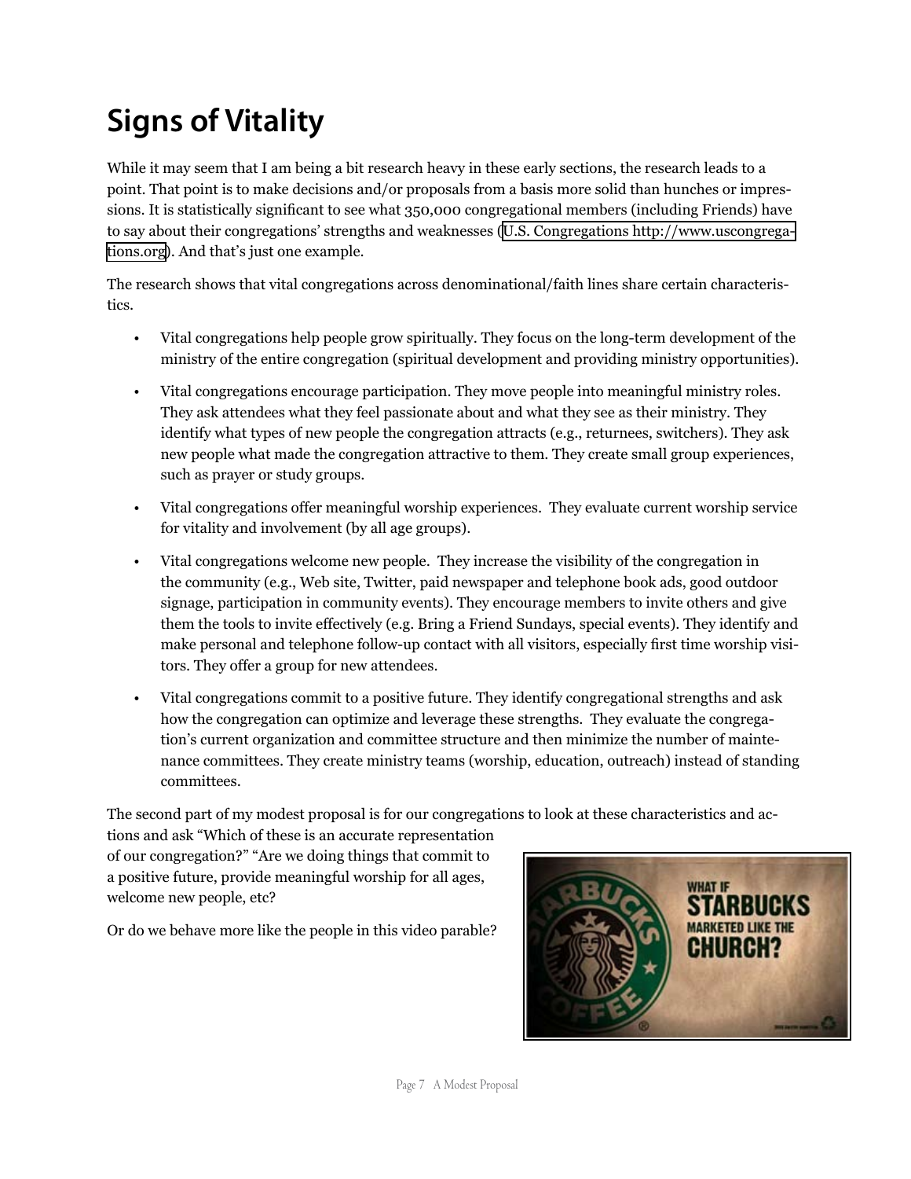# Signs of Vitality

While it may seem that I am being a bit research heavy in these early sections, the research leads to a point. That point is to make decisions and/or proposals from a basis more solid than hunches or impressions. It is statistically significant to see what 350,000 congregational members (including Friends) have to say about their congregations' strengths and weaknesses (U.S. Congregations http://www.uscongregations.org). And that's just one example.

The research shows that vital congregations across denominational/faith lines share certain characteristics.

- Vital congregations help people grow spiritually. They focus on the long-term development of the ministry of the entire congregation (spiritual development and providing ministry opportunities).
- Vital congregations encourage participation. They move people into meaningful ministry roles. They ask attendees what they feel passionate about and what they see as their ministry. They identify what types of new people the congregation attracts (e.g., returnees, switchers). They ask new people what made the congregation attractive to them. They create small group experiences, such as prayer or study groups.
- Vital congregations offer meaningful worship experiences. They evaluate current worship service for vitality and involvement (by all age groups).
- Vital congregations welcome new people. They increase the visibility of the congregation in the community (e.g., Web site, Twitter, paid newspaper and telephone book ads, good outdoor signage, participation in community events). They encourage members to invite others and give them the tools to invite effectively (e.g. Bring a Friend Sundays, special events). They identify and make personal and telephone follow-up contact with all visitors, especially first time worship visitors. They offer a group for new attendees.
- Vital congregations commit to a positive future. They identify congregational strengths and ask how the congregation can optimize and leverage these strengths. They evaluate the congregation's current organization and committee structure and then minimize the number of maintenance committees. They create ministry teams (worship, education, outreach) instead of standing committees.

The second part of my modest proposal is for our congregations to look at these characteristics and actions and ask "Which of these is an accurate representation of our congregation?" "Are we doing things that commit to a positive future, provide meaningful worship for all ages, welcome new people, etc?

Or do we behave more like the people in this video parable?

WHAT IF STARBUCKS MARKETED LIKE THE CHURCH?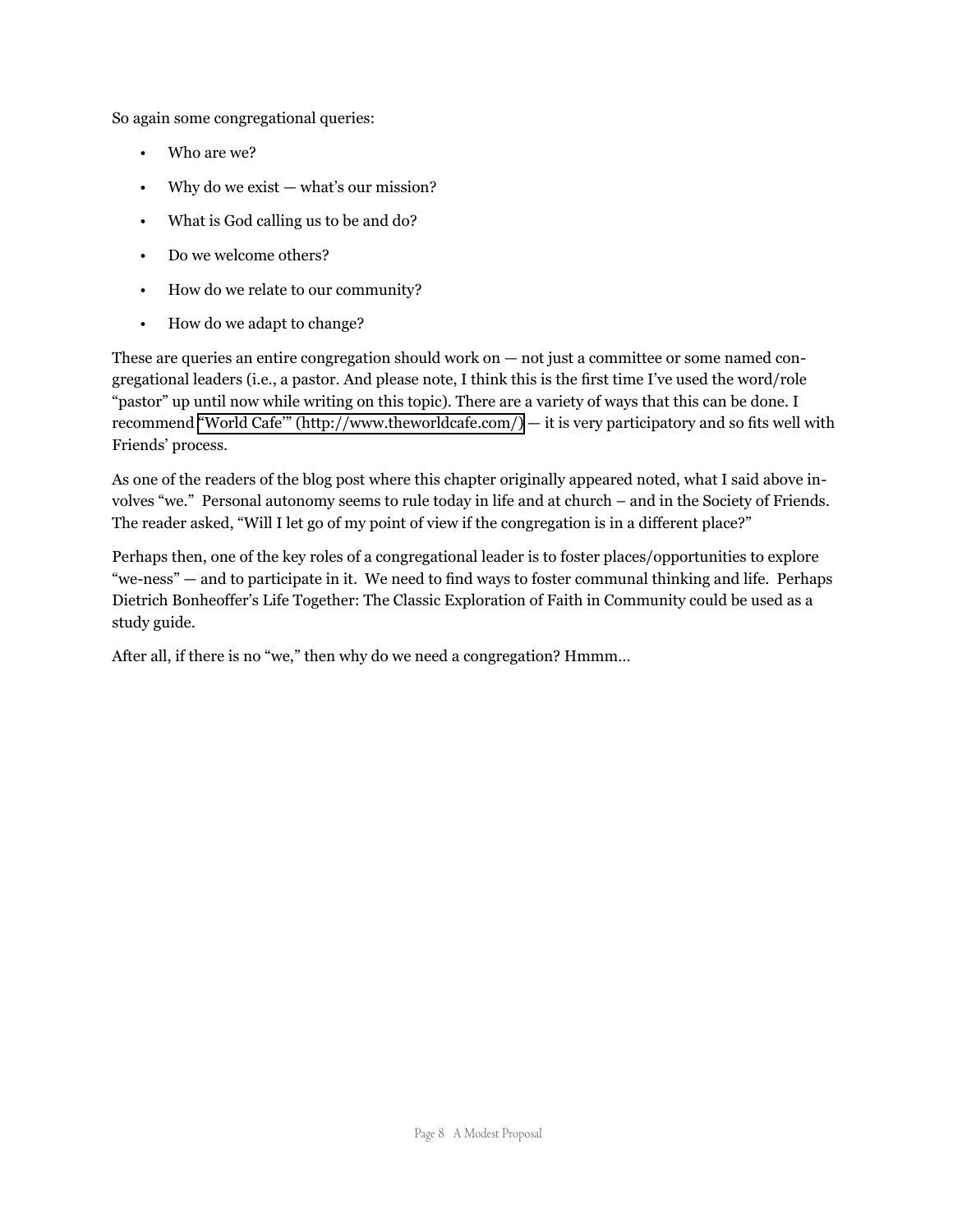So again some congregational queries:

- Who are we?
- Why do we exist — what's our mission?
- What is God calling us to be and do?
- Do we welcome others?
- How do we relate to our community?
- How do we adapt to change?

These are queries an entire congregation should work on — not just a committee or some named congregational leaders (i.e., a pastor. And please note, I think this is the first time I've used the word/role "pastor" up until now while writing on this topic). There are a variety of ways that this can be done. I recommend "World Cafe'" (http://www.theworldcafe.com/) — it is very participatory and so fits well with Friends' process.

As one of the readers of the blog post where this chapter originally appeared noted, what I said above involves "we." Personal autonomy seems to rule today in life and at church – and in the Society of Friends. The reader asked, "Will I let go of my point of view if the congregation is in a different place?"

Perhaps then, one of the key roles of a congregational leader is to foster places/opportunities to explore "we-ness" — and to participate in it. We need to find ways to foster communal thinking and life. Perhaps Dietrich Bonheoffer's Life Together: The Classic Exploration of Faith in Community could be used as a study guide.

After all, if there is no "we," then why do we need a congregation? Hmmm…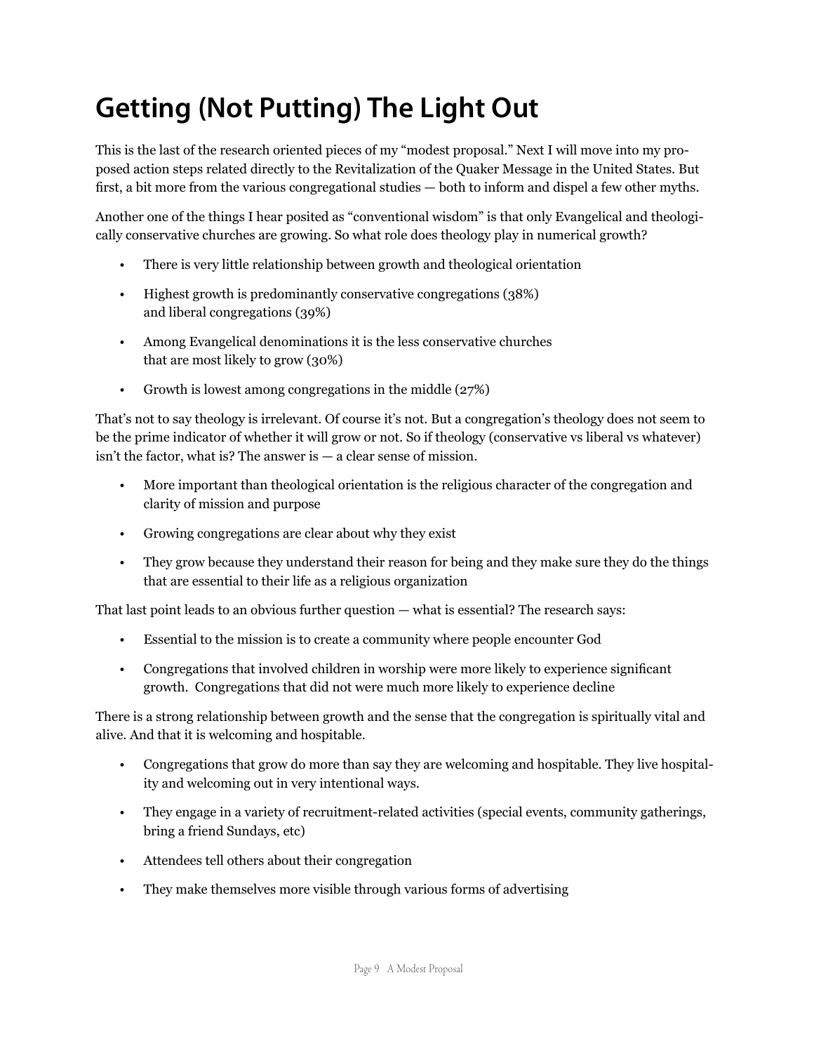# Getting (Not Putting) The Light Out

This is the last of the research oriented pieces of my "modest proposal." Next I will move into my proposed action steps related directly to the Revitalization of the Quaker Message in the United States. But first, a bit more from the various congregational studies — both to inform and dispel a few other myths.

Another one of the things I hear posited as "conventional wisdom" is that only Evangelical and theologically conservative churches are growing. So what role does theology play in numerical growth?

- There is very little relationship between growth and theological orientation
- Highest growth is predominantly conservative congregations (38%) and liberal congregations (39%)
- Among Evangelical denominations it is the less conservative churches that are most likely to grow (30%)
- Growth is lowest among congregations in the middle (27%)

That's not to say theology is irrelevant. Of course it's not. But a congregation's theology does not seem to be the prime indicator of whether it will grow or not. So if theology (conservative vs liberal vs whatever) isn't the factor, what is? The answer is — a clear sense of mission.

- More important than theological orientation is the religious character of the congregation and clarity of mission and purpose
- Growing congregations are clear about why they exist
- They grow because they understand their reason for being and they make sure they do the things that are essential to their life as a religious organization

That last point leads to an obvious further question — what is essential? The research says:

- Essential to the mission is to create a community where people encounter God
- Congregations that involved children in worship were more likely to experience significant growth. Congregations that did not were much more likely to experience decline

There is a strong relationship between growth and the sense that the congregation is spiritually vital and alive. And that it is welcoming and hospitable.

- Congregations that grow do more than say they are welcoming and hospitable. They live hospitality and welcoming out in very intentional ways.
- They engage in a variety of recruitment-related activities (special events, community gatherings, bring a friend Sundays, etc)
- Attendees tell others about their congregation
- They make themselves more visible through various forms of advertising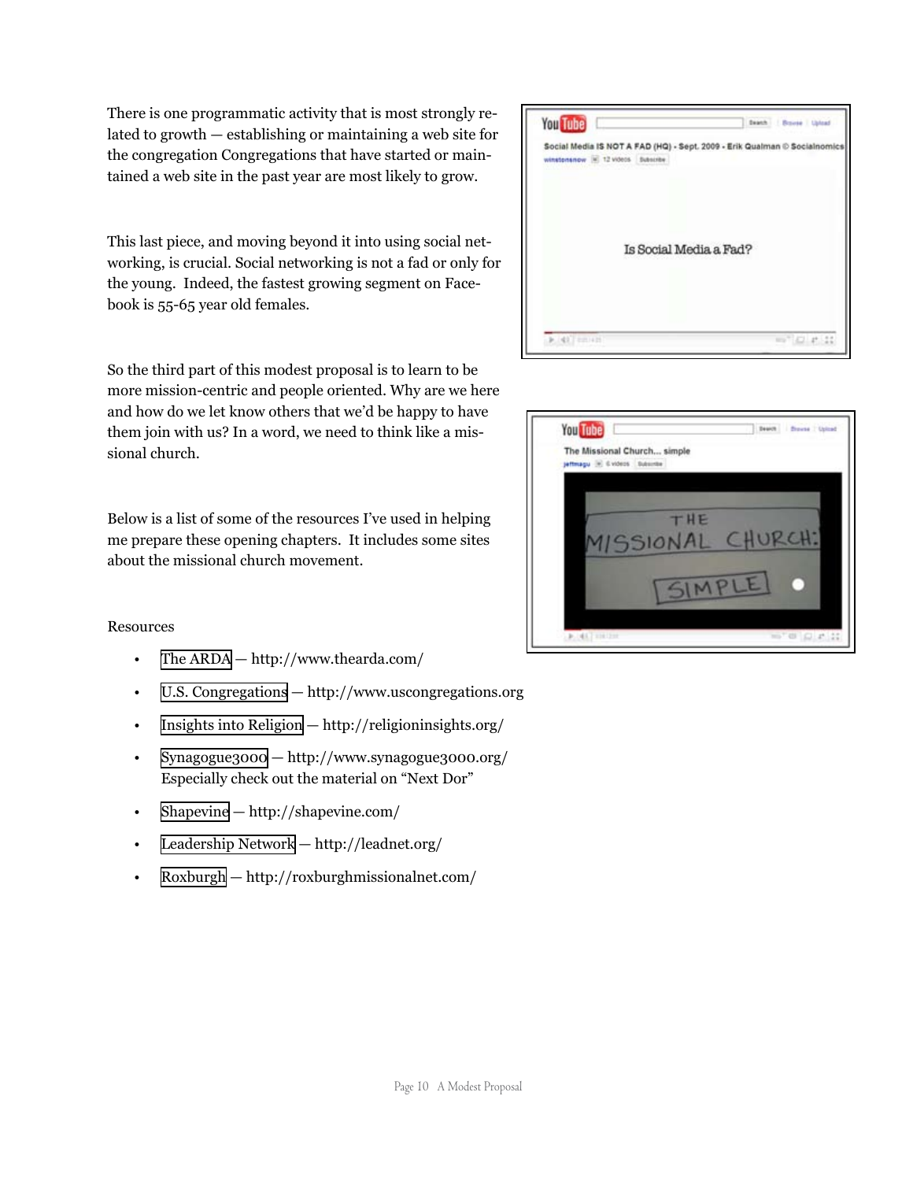There is one programmatic activity that is most strongly related to growth — establishing or maintaining a web site for the congregation Congregations that have started or maintained a web site in the past year are most likely to grow.

This last piece, and moving beyond it into using social networking, is crucial. Social networking is not a fad or only for the young. Indeed, the fastest growing segment on Facebook is 55-65 year old females.

So the third part of this modest proposal is to learn to be more mission-centric and people oriented. Why are we here and how do we let know others that we'd be happy to have them join with us? In a word, we need to think like a missional church.

Below is a list of some of the resources I've used in helping me prepare these opening chapters. It includes some sites about the missional church movement.

Resources

- The ARDA — http://www.thearda.com/
- U.S. Congregations — http://www.uscongregations.org
- Insights into Religion — http://religioninsights.org/
- Synagogue3000 — http://www.synagogue3000.org/
  Especially check out the material on "Next Dor"
- Shapevine — http://shapevine.com/
- Leadership Network — http://leadnet.org/
- Roxburgh — http://roxburghmissionalnet.com/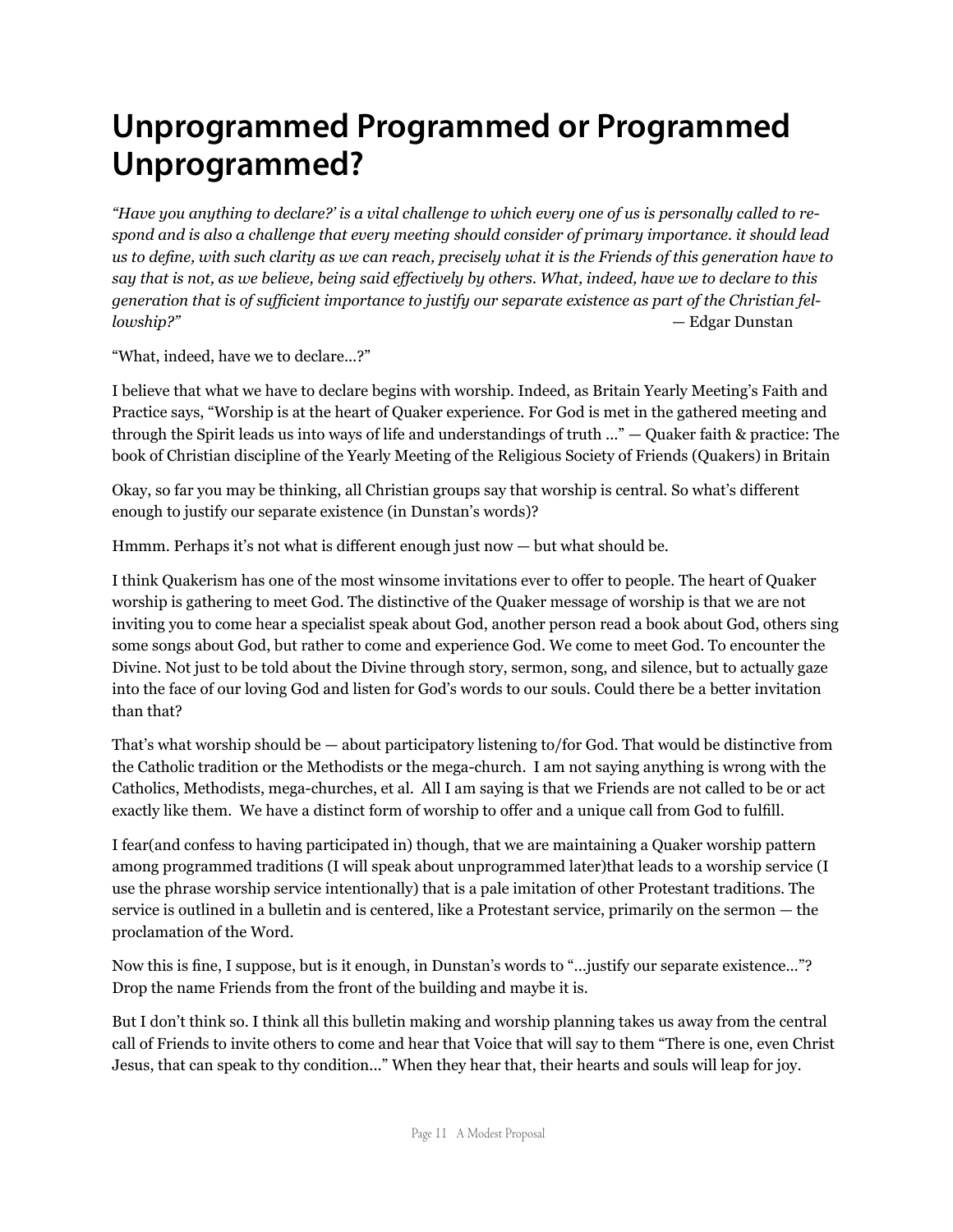# Unprogrammed Programmed or Programmed Unprogrammed?

*"Have you anything to declare?' is a vital challenge to which every one of us is personally called to respond and is also a challenge that every meeting should consider of primary importance. it should lead us to define, with such clarity as we can reach, precisely what it is the Friends of this generation have to say that is not, as we believe, being said effectively by others. What, indeed, have we to declare to this generation that is of sufficient importance to justify our separate existence as part of the Christian fellowship?"* — Edgar Dunstan

"What, indeed, have we to declare...?"

I believe that what we have to declare begins with worship. Indeed, as Britain Yearly Meeting's Faith and Practice says, "Worship is at the heart of Quaker experience. For God is met in the gathered meeting and through the Spirit leads us into ways of life and understandings of truth ..." — Quaker faith & practice: The book of Christian discipline of the Yearly Meeting of the Religious Society of Friends (Quakers) in Britain

Okay, so far you may be thinking, all Christian groups say that worship is central. So what's different enough to justify our separate existence (in Dunstan's words)?

Hmmm. Perhaps it's not what is different enough just now — but what should be.

I think Quakerism has one of the most winsome invitations ever to offer to people. The heart of Quaker worship is gathering to meet God. The distinctive of the Quaker message of worship is that we are not inviting you to come hear a specialist speak about God, another person read a book about God, others sing some songs about God, but rather to come and experience God. We come to meet God. To encounter the Divine. Not just to be told about the Divine through story, sermon, song, and silence, but to actually gaze into the face of our loving God and listen for God's words to our souls. Could there be a better invitation than that?

That's what worship should be — about participatory listening to/for God. That would be distinctive from the Catholic tradition or the Methodists or the mega-church. I am not saying anything is wrong with the Catholics, Methodists, mega-churches, et al. All I am saying is that we Friends are not called to be or act exactly like them. We have a distinct form of worship to offer and a unique call from God to fulfill.

I fear(and confess to having participated in) though, that we are maintaining a Quaker worship pattern among programmed traditions (I will speak about unprogrammed later)that leads to a worship service (I use the phrase worship service intentionally) that is a pale imitation of other Protestant traditions. The service is outlined in a bulletin and is centered, like a Protestant service, primarily on the sermon — the proclamation of the Word.

Now this is fine, I suppose, but is it enough, in Dunstan's words to "...justify our separate existence..."? Drop the name Friends from the front of the building and maybe it is.

But I don't think so. I think all this bulletin making and worship planning takes us away from the central call of Friends to invite others to come and hear that Voice that will say to them "There is one, even Christ Jesus, that can speak to thy condition..." When they hear that, their hearts and souls will leap for joy.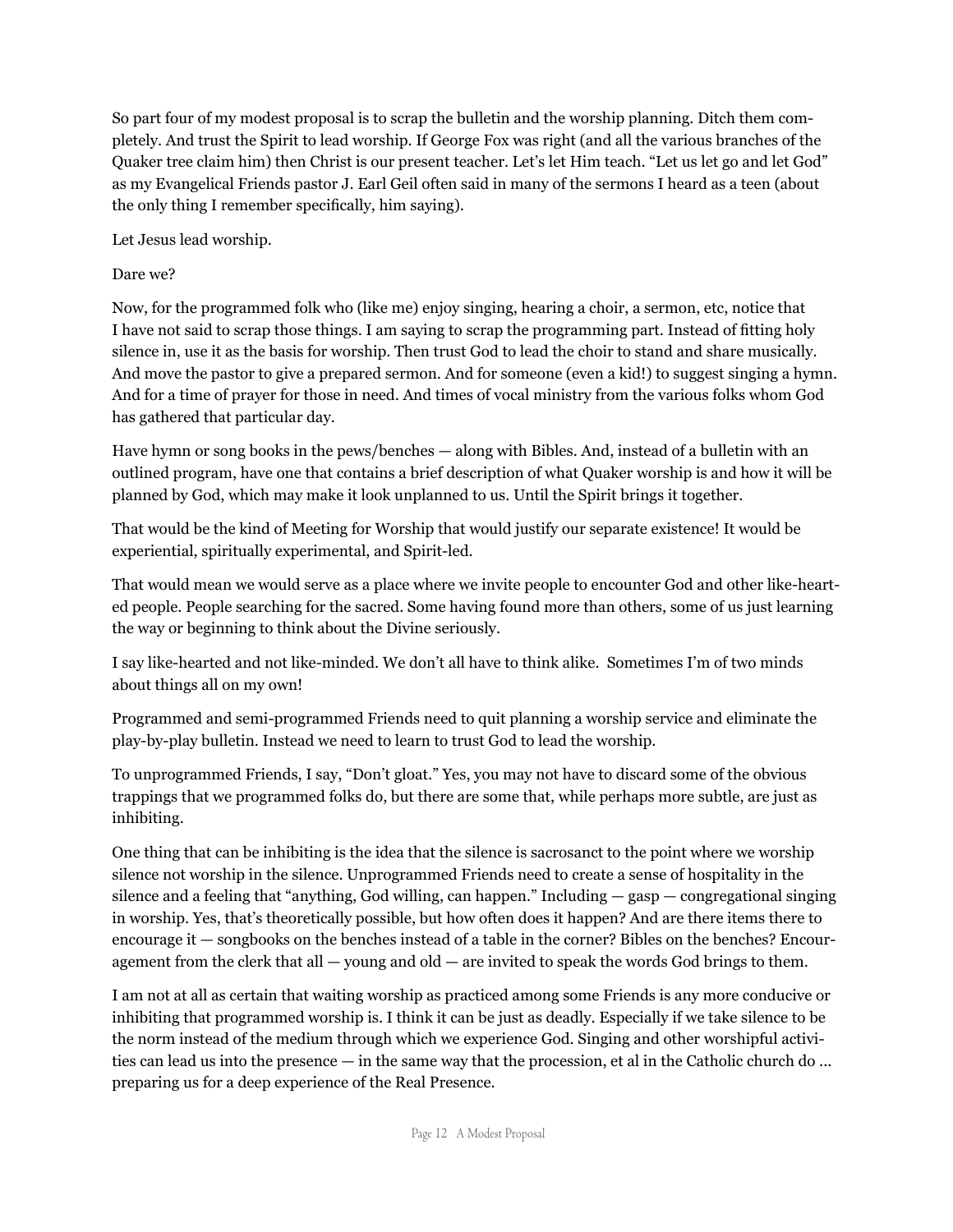So part four of my modest proposal is to scrap the bulletin and the worship planning. Ditch them completely. And trust the Spirit to lead worship. If George Fox was right (and all the various branches of the Quaker tree claim him) then Christ is our present teacher. Let's let Him teach. "Let us let go and let God" as my Evangelical Friends pastor J. Earl Geil often said in many of the sermons I heard as a teen (about the only thing I remember specifically, him saying).

Let Jesus lead worship.

Dare we?

Now, for the programmed folk who (like me) enjoy singing, hearing a choir, a sermon, etc, notice that I have not said to scrap those things. I am saying to scrap the programming part. Instead of fitting holy silence in, use it as the basis for worship. Then trust God to lead the choir to stand and share musically. And move the pastor to give a prepared sermon. And for someone (even a kid!) to suggest singing a hymn. And for a time of prayer for those in need. And times of vocal ministry from the various folks whom God has gathered that particular day.

Have hymn or song books in the pews/benches — along with Bibles. And, instead of a bulletin with an outlined program, have one that contains a brief description of what Quaker worship is and how it will be planned by God, which may make it look unplanned to us. Until the Spirit brings it together.

That would be the kind of Meeting for Worship that would justify our separate existence! It would be experiential, spiritually experimental, and Spirit-led.

That would mean we would serve as a place where we invite people to encounter God and other like-hearted people. People searching for the sacred. Some having found more than others, some of us just learning the way or beginning to think about the Divine seriously.

I say like-hearted and not like-minded. We don't all have to think alike. Sometimes I'm of two minds about things all on my own!

Programmed and semi-programmed Friends need to quit planning a worship service and eliminate the play-by-play bulletin. Instead we need to learn to trust God to lead the worship.

To unprogrammed Friends, I say, "Don't gloat." Yes, you may not have to discard some of the obvious trappings that we programmed folks do, but there are some that, while perhaps more subtle, are just as inhibiting.

One thing that can be inhibiting is the idea that the silence is sacrosanct to the point where we worship silence not worship in the silence. Unprogrammed Friends need to create a sense of hospitality in the silence and a feeling that "anything, God willing, can happen." Including — gasp — congregational singing in worship. Yes, that's theoretically possible, but how often does it happen? And are there items there to encourage it — songbooks on the benches instead of a table in the corner? Bibles on the benches? Encouragement from the clerk that all — young and old — are invited to speak the words God brings to them.

I am not at all as certain that waiting worship as practiced among some Friends is any more conducive or inhibiting that programmed worship is. I think it can be just as deadly. Especially if we take silence to be the norm instead of the medium through which we experience God. Singing and other worshipful activities can lead us into the presence — in the same way that the procession, et al in the Catholic church do … preparing us for a deep experience of the Real Presence.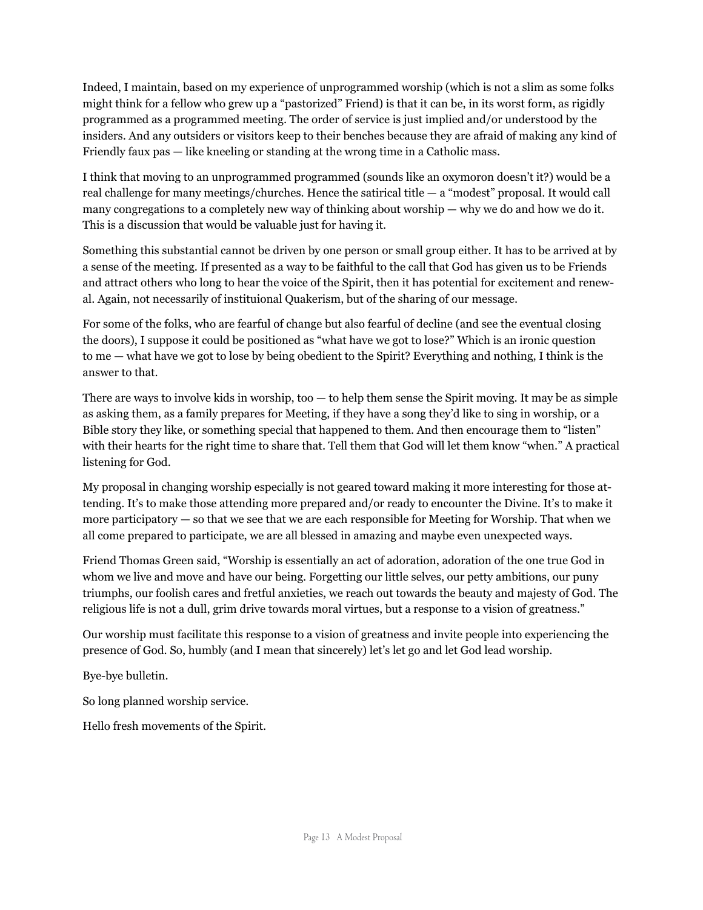Indeed, I maintain, based on my experience of unprogrammed worship (which is not a slim as some folks might think for a fellow who grew up a "pastorized" Friend) is that it can be, in its worst form, as rigidly programmed as a programmed meeting. The order of service is just implied and/or understood by the insiders. And any outsiders or visitors keep to their benches because they are afraid of making any kind of Friendly faux pas — like kneeling or standing at the wrong time in a Catholic mass.

I think that moving to an unprogrammed programmed (sounds like an oxymoron doesn't it?) would be a real challenge for many meetings/churches. Hence the satirical title — a "modest" proposal. It would call many congregations to a completely new way of thinking about worship — why we do and how we do it. This is a discussion that would be valuable just for having it.

Something this substantial cannot be driven by one person or small group either. It has to be arrived at by a sense of the meeting. If presented as a way to be faithful to the call that God has given us to be Friends and attract others who long to hear the voice of the Spirit, then it has potential for excitement and renewal. Again, not necessarily of instituional Quakerism, but of the sharing of our message.

For some of the folks, who are fearful of change but also fearful of decline (and see the eventual closing the doors), I suppose it could be positioned as "what have we got to lose?" Which is an ironic question to me — what have we got to lose by being obedient to the Spirit? Everything and nothing, I think is the answer to that.

There are ways to involve kids in worship, too — to help them sense the Spirit moving. It may be as simple as asking them, as a family prepares for Meeting, if they have a song they'd like to sing in worship, or a Bible story they like, or something special that happened to them. And then encourage them to "listen" with their hearts for the right time to share that. Tell them that God will let them know "when." A practical listening for God.

My proposal in changing worship especially is not geared toward making it more interesting for those attending. It's to make those attending more prepared and/or ready to encounter the Divine. It's to make it more participatory — so that we see that we are each responsible for Meeting for Worship. That when we all come prepared to participate, we are all blessed in amazing and maybe even unexpected ways.

Friend Thomas Green said, "Worship is essentially an act of adoration, adoration of the one true God in whom we live and move and have our being. Forgetting our little selves, our petty ambitions, our puny triumphs, our foolish cares and fretful anxieties, we reach out towards the beauty and majesty of God. The religious life is not a dull, grim drive towards moral virtues, but a response to a vision of greatness."

Our worship must facilitate this response to a vision of greatness and invite people into experiencing the presence of God. So, humbly (and I mean that sincerely) let's let go and let God lead worship.

Bye-bye bulletin.

So long planned worship service.

Hello fresh movements of the Spirit.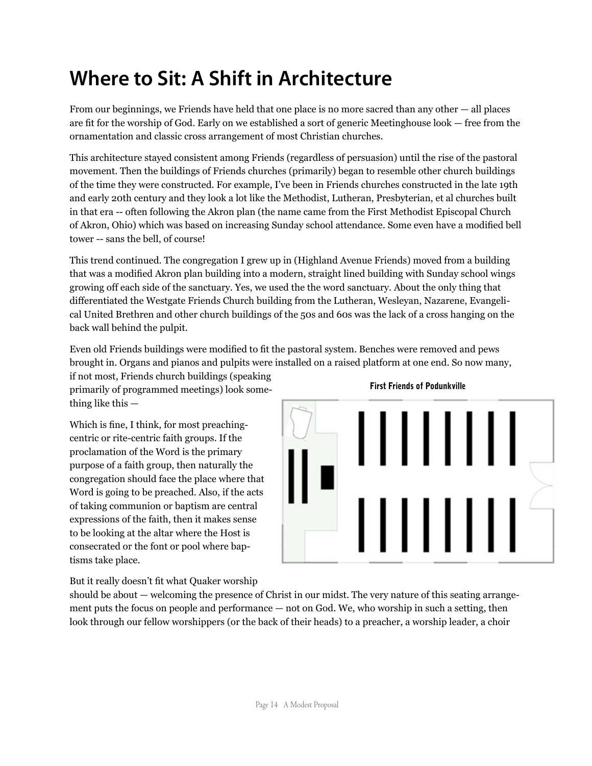# Where to Sit: A Shift in Architecture

From our beginnings, we Friends have held that one place is no more sacred than any other — all places are fit for the worship of God. Early on we established a sort of generic Meetinghouse look — free from the ornamentation and classic cross arrangement of most Christian churches.

This architecture stayed consistent among Friends (regardless of persuasion) until the rise of the pastoral movement. Then the buildings of Friends churches (primarily) began to resemble other church buildings of the time they were constructed. For example, I've been in Friends churches constructed in the late 19th and early 20th century and they look a lot like the Methodist, Lutheran, Presbyterian, et al churches built in that era -- often following the Akron plan (the name came from the First Methodist Episcopal Church of Akron, Ohio) which was based on increasing Sunday school attendance. Some even have a modified bell tower -- sans the bell, of course!

This trend continued. The congregation I grew up in (Highland Avenue Friends) moved from a building that was a modified Akron plan building into a modern, straight lined building with Sunday school wings growing off each side of the sanctuary. Yes, we used the the word sanctuary. About the only thing that differentiated the Westgate Friends Church building from the Lutheran, Wesleyan, Nazarene, Evangelical United Brethren and other church buildings of the 50s and 60s was the lack of a cross hanging on the back wall behind the pulpit.

Even old Friends buildings were modified to fit the pastoral system. Benches were removed and pews brought in. Organs and pianos and pulpits were installed on a raised platform at one end. So now many, if not most, Friends church buildings (speaking primarily of programmed meetings) look something like this —

First Friends of Podunkville

Which is fine, I think, for most preaching-centric or rite-centric faith groups. If the proclamation of the Word is the primary purpose of a faith group, then naturally the congregation should face the place where that Word is going to be preached. Also, if the acts of taking communion or baptism are central expressions of the faith, then it makes sense to be looking at the altar where the Host is consecrated or the font or pool where baptisms take place.

But it really doesn't fit what Quaker worship should be about — welcoming the presence of Christ in our midst. The very nature of this seating arrangement puts the focus on people and performance — not on God. We, who worship in such a setting, then look through our fellow worshippers (or the back of their heads) to a preacher, a worship leader, a choir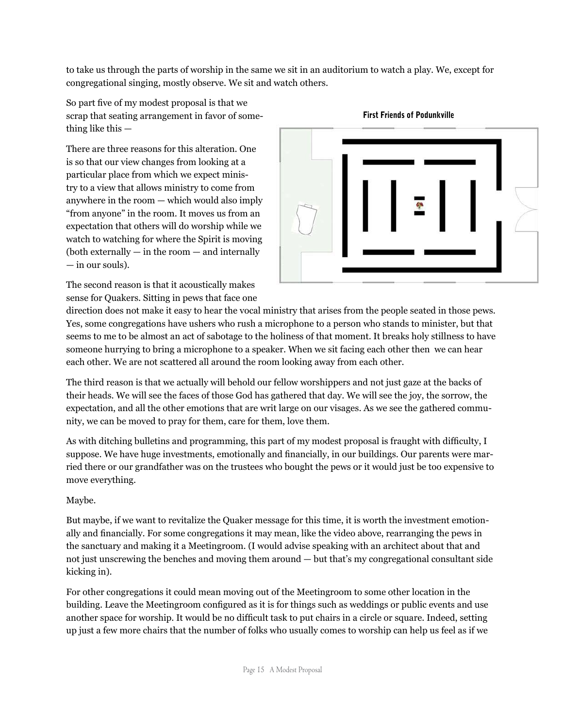to take us through the parts of worship in the same we sit in an auditorium to watch a play. We, except for congregational singing, mostly observe. We sit and watch others.

So part five of my modest proposal is that we scrap that seating arrangement in favor of something like this —

First Friends of Podunkville

There are three reasons for this alteration. One is so that our view changes from looking at a particular place from which we expect ministry to a view that allows ministry to come from anywhere in the room — which would also imply "from anyone" in the room. It moves us from an expectation that others will do worship while we watch to watching for where the Spirit is moving (both externally — in the room — and internally — in our souls).

The second reason is that it acoustically makes sense for Quakers. Sitting in pews that face one direction does not make it easy to hear the vocal ministry that arises from the people seated in those pews. Yes, some congregations have ushers who rush a microphone to a person who stands to minister, but that seems to me to be almost an act of sabotage to the holiness of that moment. It breaks holy stillness to have someone hurrying to bring a microphone to a speaker. When we sit facing each other then  we can hear each other. We are not scattered all around the room looking away from each other.

The third reason is that we actually will behold our fellow worshippers and not just gaze at the backs of their heads. We will see the faces of those God has gathered that day. We will see the joy, the sorrow, the expectation, and all the other emotions that are writ large on our visages. As we see the gathered community, we can be moved to pray for them, care for them, love them.

As with ditching bulletins and programming, this part of my modest proposal is fraught with difficulty, I suppose. We have huge investments, emotionally and financially, in our buildings. Our parents were married there or our grandfather was on the trustees who bought the pews or it would just be too expensive to move everything.

Maybe.

But maybe, if we want to revitalize the Quaker message for this time, it is worth the investment emotionally and financially. For some congregations it may mean, like the video above, rearranging the pews in the sanctuary and making it a Meetingroom. (I would advise speaking with an architect about that and not just unscrewing the benches and moving them around — but that's my congregational consultant side kicking in).

For other congregations it could mean moving out of the Meetingroom to some other location in the building. Leave the Meetingroom configured as it is for things such as weddings or public events and use another space for worship. It would be no difficult task to put chairs in a circle or square. Indeed, setting up just a few more chairs that the number of folks who usually comes to worship can help us feel as if we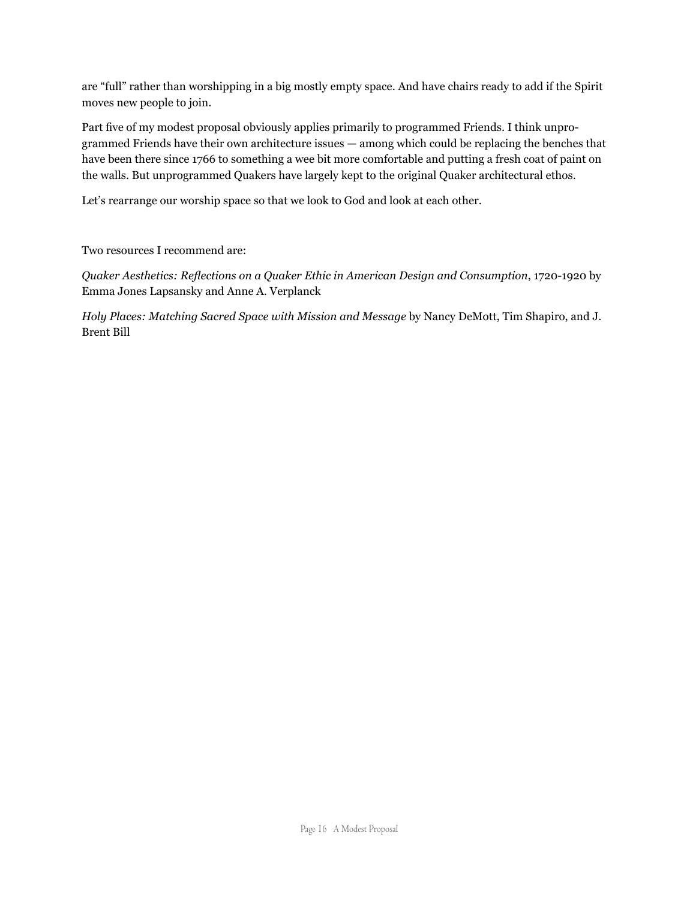are "full" rather than worshipping in a big mostly empty space. And have chairs ready to add if the Spirit moves new people to join.

Part five of my modest proposal obviously applies primarily to programmed Friends. I think unprogrammed Friends have their own architecture issues — among which could be replacing the benches that have been there since 1766 to something a wee bit more comfortable and putting a fresh coat of paint on the walls. But unprogrammed Quakers have largely kept to the original Quaker architectural ethos.

Let's rearrange our worship space so that we look to God and look at each other.

Two resources I recommend are:

*Quaker Aesthetics: Reflections on a Quaker Ethic in American Design and Consumption*, 1720-1920 by Emma Jones Lapsansky and Anne A. Verplanck

*Holy Places: Matching Sacred Space with Mission and Message* by Nancy DeMott, Tim Shapiro, and J. Brent Bill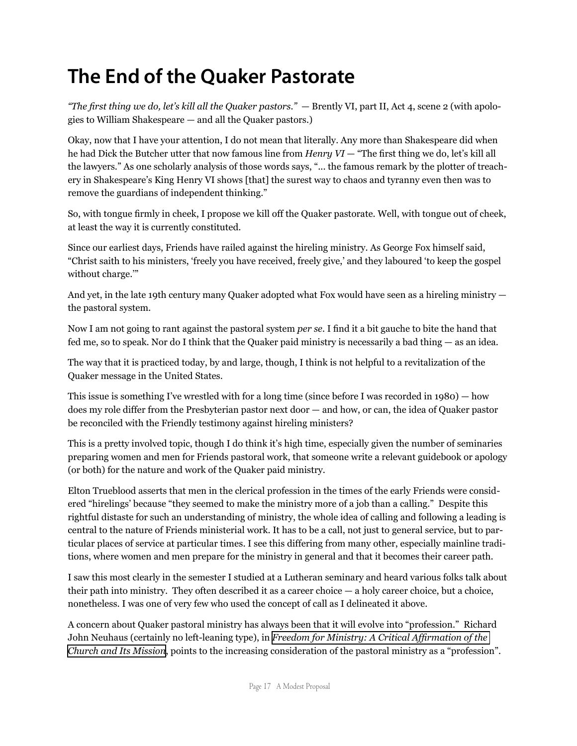# The End of the Quaker Pastorate

*"The first thing we do, let's kill all the Quaker pastors."* — Brently VI, part II, Act 4, scene 2 (with apologies to William Shakespeare — and all the Quaker pastors.)

Okay, now that I have your attention, I do not mean that literally. Any more than Shakespeare did when he had Dick the Butcher utter that now famous line from *Henry VI* — "The first thing we do, let's kill all the lawyers." As one scholarly analysis of those words says, "... the famous remark by the plotter of treachery in Shakespeare's King Henry VI shows [that] the surest way to chaos and tyranny even then was to remove the guardians of independent thinking."

So, with tongue firmly in cheek, I propose we kill off the Quaker pastorate. Well, with tongue out of cheek, at least the way it is currently constituted.

Since our earliest days, Friends have railed against the hireling ministry. As George Fox himself said, "Christ saith to his ministers, 'freely you have received, freely give,' and they laboured 'to keep the gospel without charge.'"

And yet, in the late 19th century many Quaker adopted what Fox would have seen as a hireling ministry — the pastoral system.

Now I am not going to rant against the pastoral system *per se*. I find it a bit gauche to bite the hand that fed me, so to speak. Nor do I think that the Quaker paid ministry is necessarily a bad thing — as an idea.

The way that it is practiced today, by and large, though, I think is not helpful to a revitalization of the Quaker message in the United States.

This issue is something I've wrestled with for a long time (since before I was recorded in 1980) — how does my role differ from the Presbyterian pastor next door — and how, or can, the idea of Quaker pastor be reconciled with the Friendly testimony against hireling ministers?

This is a pretty involved topic, though I do think it's high time, especially given the number of seminaries preparing women and men for Friends pastoral work, that someone write a relevant guidebook or apology (or both) for the nature and work of the Quaker paid ministry.

Elton Trueblood asserts that men in the clerical profession in the times of the early Friends were considered "hirelings' because "they seemed to make the ministry more of a job than a calling." Despite this rightful distaste for such an understanding of ministry, the whole idea of calling and following a leading is central to the nature of Friends ministerial work. It has to be a call, not just to general service, but to particular places of service at particular times. I see this differing from many other, especially mainline traditions, where women and men prepare for the ministry in general and that it becomes their career path.

I saw this most clearly in the semester I studied at a Lutheran seminary and heard various folks talk about their path into ministry. They often described it as a career choice — a holy career choice, but a choice, nonetheless. I was one of very few who used the concept of call as I delineated it above.

A concern about Quaker pastoral ministry has always been that it will evolve into "profession." Richard John Neuhaus (certainly no left-leaning type), in *Freedom for Ministry: A Critical Affirmation of the Church and Its Mission*, points to the increasing consideration of the pastoral ministry as a "profession".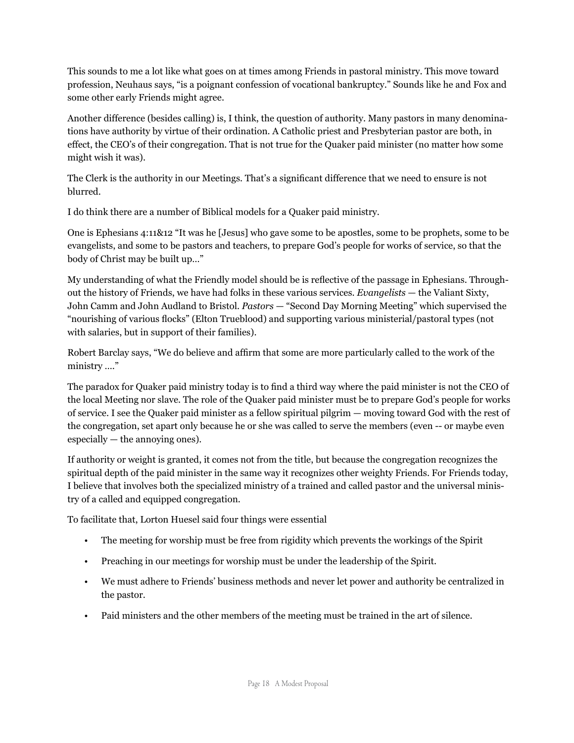This sounds to me a lot like what goes on at times among Friends in pastoral ministry. This move toward profession, Neuhaus says, "is a poignant confession of vocational bankruptcy." Sounds like he and Fox and some other early Friends might agree.

Another difference (besides calling) is, I think, the question of authority. Many pastors in many denominations have authority by virtue of their ordination. A Catholic priest and Presbyterian pastor are both, in effect, the CEO's of their congregation. That is not true for the Quaker paid minister (no matter how some might wish it was).

The Clerk is the authority in our Meetings. That's a significant difference that we need to ensure is not blurred.

I do think there are a number of Biblical models for a Quaker paid ministry.

One is Ephesians 4:11&12 "It was he [Jesus] who gave some to be apostles, some to be prophets, some to be evangelists, and some to be pastors and teachers, to prepare God's people for works of service, so that the body of Christ may be built up…"

My understanding of what the Friendly model should be is reflective of the passage in Ephesians. Throughout the history of Friends, we have had folks in these various services. *Evangelists* — the Valiant Sixty, John Camm and John Audland to Bristol. *Pastors* — "Second Day Morning Meeting" which supervised the "nourishing of various flocks" (Elton Trueblood) and supporting various ministerial/pastoral types (not with salaries, but in support of their families).

Robert Barclay says, "We do believe and affirm that some are more particularly called to the work of the ministry …."

The paradox for Quaker paid ministry today is to find a third way where the paid minister is not the CEO of the local Meeting nor slave. The role of the Quaker paid minister must be to prepare God's people for works of service. I see the Quaker paid minister as a fellow spiritual pilgrim — moving toward God with the rest of the congregation, set apart only because he or she was called to serve the members (even -- or maybe even especially — the annoying ones).

If authority or weight is granted, it comes not from the title, but because the congregation recognizes the spiritual depth of the paid minister in the same way it recognizes other weighty Friends. For Friends today, I believe that involves both the specialized ministry of a trained and called pastor and the universal ministry of a called and equipped congregation.

To facilitate that, Lorton Huesel said four things were essential

- The meeting for worship must be free from rigidity which prevents the workings of the Spirit
- Preaching in our meetings for worship must be under the leadership of the Spirit.
- We must adhere to Friends' business methods and never let power and authority be centralized in the pastor.
- Paid ministers and the other members of the meeting must be trained in the art of silence.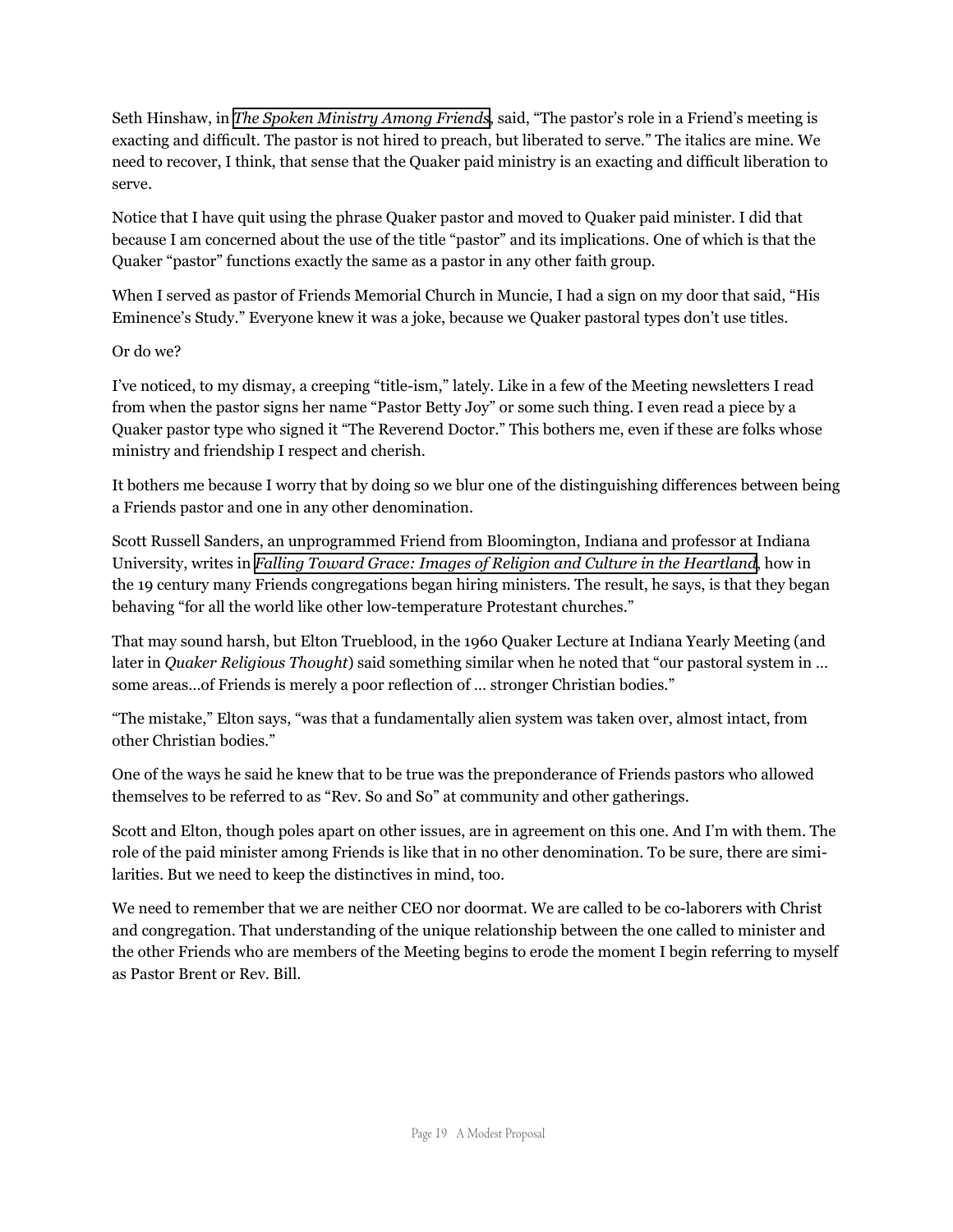Seth Hinshaw, in *The Spoken Ministry Among Friends*, said, "The pastor's role in a Friend's meeting is exacting and difficult. The pastor is not hired to preach, but liberated to serve." The italics are mine. We need to recover, I think, that sense that the Quaker paid ministry is an exacting and difficult liberation to serve.

Notice that I have quit using the phrase Quaker pastor and moved to Quaker paid minister. I did that because I am concerned about the use of the title "pastor" and its implications. One of which is that the Quaker "pastor" functions exactly the same as a pastor in any other faith group.

When I served as pastor of Friends Memorial Church in Muncie, I had a sign on my door that said, "His Eminence's Study." Everyone knew it was a joke, because we Quaker pastoral types don't use titles.

Or do we?

I've noticed, to my dismay, a creeping "title-ism," lately. Like in a few of the Meeting newsletters I read from when the pastor signs her name "Pastor Betty Joy" or some such thing. I even read a piece by a Quaker pastor type who signed it "The Reverend Doctor." This bothers me, even if these are folks whose ministry and friendship I respect and cherish.

It bothers me because I worry that by doing so we blur one of the distinguishing differences between being a Friends pastor and one in any other denomination.

Scott Russell Sanders, an unprogrammed Friend from Bloomington, Indiana and professor at Indiana University, writes in *Falling Toward Grace: Images of Religion and Culture in the Heartland*, how in the 19 century many Friends congregations began hiring ministers. The result, he says, is that they began behaving "for all the world like other low-temperature Protestant churches."

That may sound harsh, but Elton Trueblood, in the 1960 Quaker Lecture at Indiana Yearly Meeting (and later in *Quaker Religious Thought*) said something similar when he noted that "our pastoral system in … some areas…of Friends is merely a poor reflection of … stronger Christian bodies."

"The mistake," Elton says, "was that a fundamentally alien system was taken over, almost intact, from other Christian bodies."

One of the ways he said he knew that to be true was the preponderance of Friends pastors who allowed themselves to be referred to as "Rev. So and So" at community and other gatherings.

Scott and Elton, though poles apart on other issues, are in agreement on this one. And I'm with them. The role of the paid minister among Friends is like that in no other denomination. To be sure, there are similarities. But we need to keep the distinctives in mind, too.

We need to remember that we are neither CEO nor doormat. We are called to be co-laborers with Christ and congregation. That understanding of the unique relationship between the one called to minister and the other Friends who are members of the Meeting begins to erode the moment I begin referring to myself as Pastor Brent or Rev. Bill.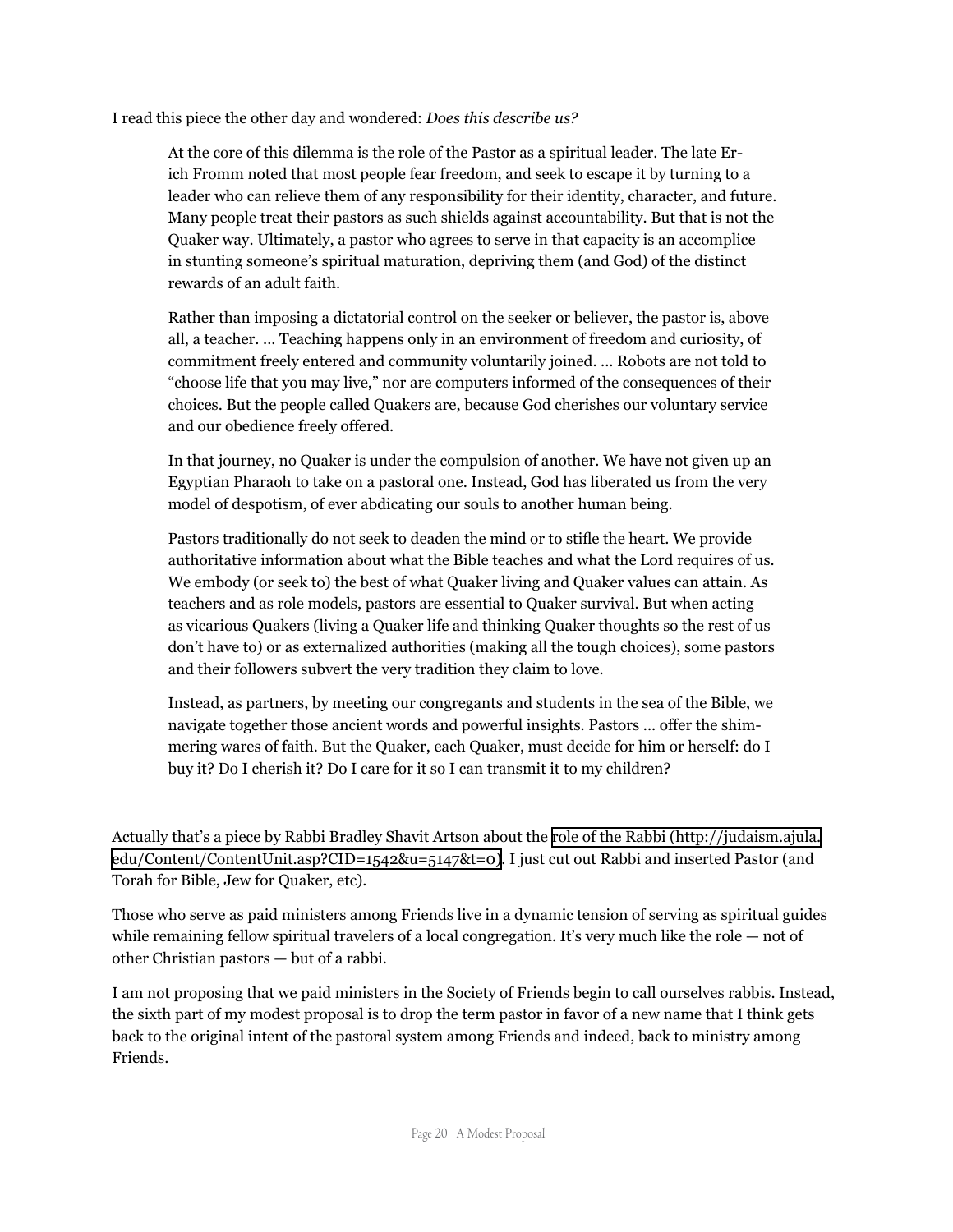I read this piece the other day and wondered: *Does this describe us?*

> At the core of this dilemma is the role of the Pastor as a spiritual leader. The late Erich Fromm noted that most people fear freedom, and seek to escape it by turning to a leader who can relieve them of any responsibility for their identity, character, and future. Many people treat their pastors as such shields against accountability. But that is not the Quaker way. Ultimately, a pastor who agrees to serve in that capacity is an accomplice in stunting someone's spiritual maturation, depriving them (and God) of the distinct rewards of an adult faith.
>
> Rather than imposing a dictatorial control on the seeker or believer, the pastor is, above all, a teacher. ... Teaching happens only in an environment of freedom and curiosity, of commitment freely entered and community voluntarily joined. ... Robots are not told to "choose life that you may live," nor are computers informed of the consequences of their choices. But the people called Quakers are, because God cherishes our voluntary service and our obedience freely offered.
>
> In that journey, no Quaker is under the compulsion of another. We have not given up an Egyptian Pharaoh to take on a pastoral one. Instead, God has liberated us from the very model of despotism, of ever abdicating our souls to another human being.
>
> Pastors traditionally do not seek to deaden the mind or to stifle the heart. We provide authoritative information about what the Bible teaches and what the Lord requires of us. We embody (or seek to) the best of what Quaker living and Quaker values can attain. As teachers and as role models, pastors are essential to Quaker survival. But when acting as vicarious Quakers (living a Quaker life and thinking Quaker thoughts so the rest of us don't have to) or as externalized authorities (making all the tough choices), some pastors and their followers subvert the very tradition they claim to love.
>
> Instead, as partners, by meeting our congregants and students in the sea of the Bible, we navigate together those ancient words and powerful insights. Pastors ... offer the shimmering wares of faith. But the Quaker, each Quaker, must decide for him or herself: do I buy it? Do I cherish it? Do I care for it so I can transmit it to my children?

Actually that's a piece by Rabbi Bradley Shavit Artson about the [role of the Rabbi (http://judaism.ajula.edu/Content/ContentUnit.asp?CID=1542&u=5147&t=0)](http://judaism.ajula.edu/Content/ContentUnit.asp?CID=1542&u=5147&t=0). I just cut out Rabbi and inserted Pastor (and Torah for Bible, Jew for Quaker, etc).

Those who serve as paid ministers among Friends live in a dynamic tension of serving as spiritual guides while remaining fellow spiritual travelers of a local congregation. It's very much like the role — not of other Christian pastors — but of a rabbi.

I am not proposing that we paid ministers in the Society of Friends begin to call ourselves rabbis. Instead, the sixth part of my modest proposal is to drop the term pastor in favor of a new name that I think gets back to the original intent of the pastoral system among Friends and indeed, back to ministry among Friends.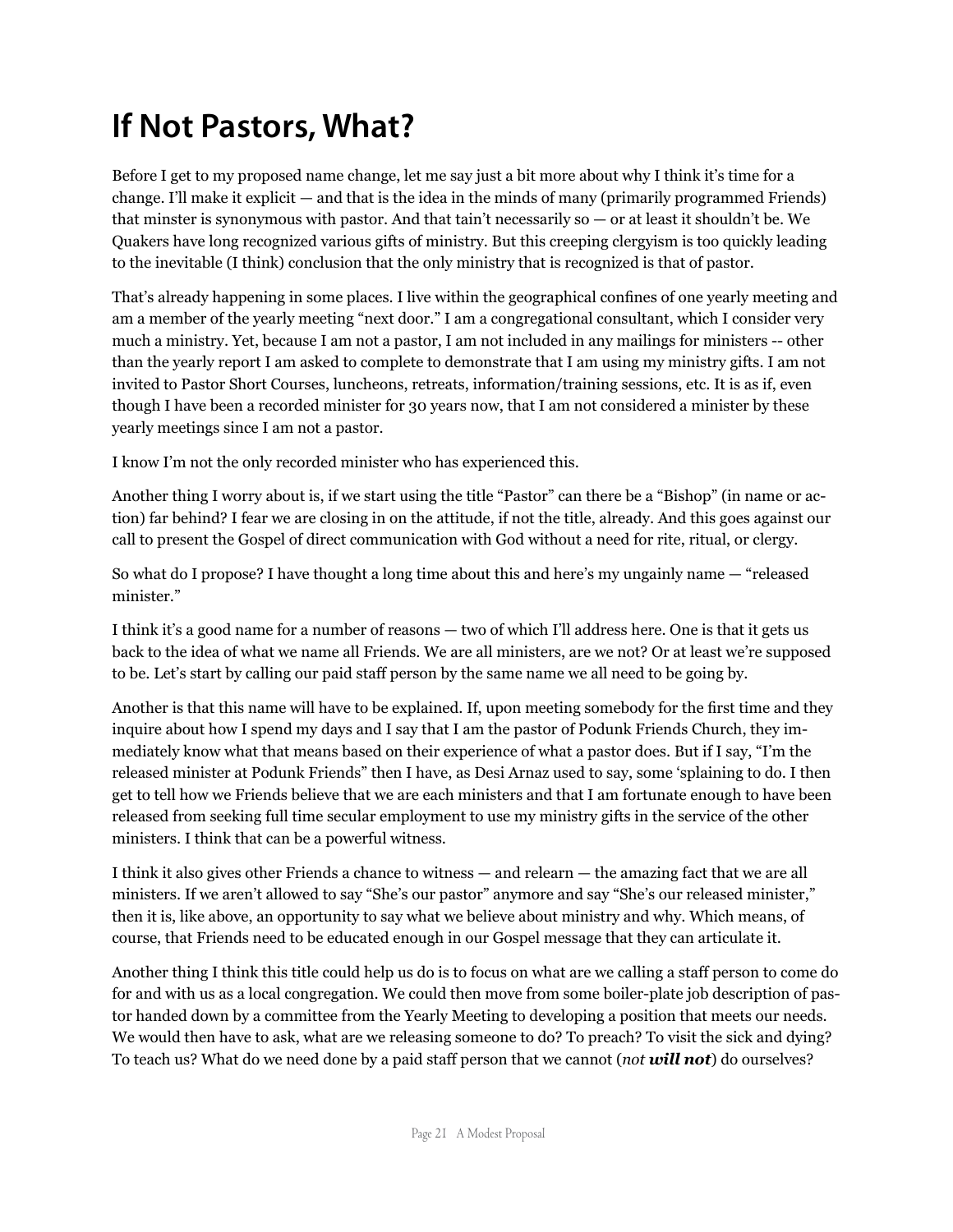# If Not Pastors, What?

Before I get to my proposed name change, let me say just a bit more about why I think it's time for a change. I'll make it explicit — and that is the idea in the minds of many (primarily programmed Friends) that minster is synonymous with pastor. And that tain't necessarily so — or at least it shouldn't be. We Quakers have long recognized various gifts of ministry. But this creeping clergyism is too quickly leading to the inevitable (I think) conclusion that the only ministry that is recognized is that of pastor.

That's already happening in some places. I live within the geographical confines of one yearly meeting and am a member of the yearly meeting "next door." I am a congregational consultant, which I consider very much a ministry. Yet, because I am not a pastor, I am not included in any mailings for ministers -- other than the yearly report I am asked to complete to demonstrate that I am using my ministry gifts. I am not invited to Pastor Short Courses, luncheons, retreats, information/training sessions, etc. It is as if, even though I have been a recorded minister for 30 years now, that I am not considered a minister by these yearly meetings since I am not a pastor.

I know I'm not the only recorded minister who has experienced this.

Another thing I worry about is, if we start using the title "Pastor" can there be a "Bishop" (in name or action) far behind? I fear we are closing in on the attitude, if not the title, already. And this goes against our call to present the Gospel of direct communication with God without a need for rite, ritual, or clergy.

So what do I propose? I have thought a long time about this and here's my ungainly name — "released minister."

I think it's a good name for a number of reasons — two of which I'll address here. One is that it gets us back to the idea of what we name all Friends. We are all ministers, are we not? Or at least we're supposed to be. Let's start by calling our paid staff person by the same name we all need to be going by.

Another is that this name will have to be explained. If, upon meeting somebody for the first time and they inquire about how I spend my days and I say that I am the pastor of Podunk Friends Church, they immediately know what that means based on their experience of what a pastor does. But if I say, "I'm the released minister at Podunk Friends" then I have, as Desi Arnaz used to say, some 'splaining to do. I then get to tell how we Friends believe that we are each ministers and that I am fortunate enough to have been released from seeking full time secular employment to use my ministry gifts in the service of the other ministers. I think that can be a powerful witness.

I think it also gives other Friends a chance to witness — and relearn — the amazing fact that we are all ministers. If we aren't allowed to say "She's our pastor" anymore and say "She's our released minister," then it is, like above, an opportunity to say what we believe about ministry and why. Which means, of course, that Friends need to be educated enough in our Gospel message that they can articulate it.

Another thing I think this title could help us do is to focus on what are we calling a staff person to come do for and with us as a local congregation. We could then move from some boiler-plate job description of pastor handed down by a committee from the Yearly Meeting to developing a position that meets our needs. We would then have to ask, what are we releasing someone to do? To preach? To visit the sick and dying? To teach us? What do we need done by a paid staff person that we cannot (*not* ***will not***) do ourselves?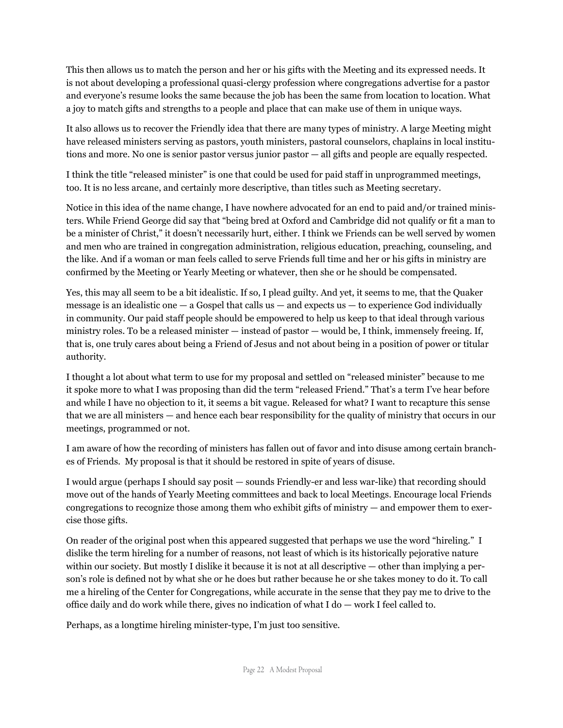This then allows us to match the person and her or his gifts with the Meeting and its expressed needs. It is not about developing a professional quasi-clergy profession where congregations advertise for a pastor and everyone's resume looks the same because the job has been the same from location to location. What a joy to match gifts and strengths to a people and place that can make use of them in unique ways.

It also allows us to recover the Friendly idea that there are many types of ministry. A large Meeting might have released ministers serving as pastors, youth ministers, pastoral counselors, chaplains in local institutions and more. No one is senior pastor versus junior pastor — all gifts and people are equally respected.

I think the title "released minister" is one that could be used for paid staff in unprogrammed meetings, too. It is no less arcane, and certainly more descriptive, than titles such as Meeting secretary.

Notice in this idea of the name change, I have nowhere advocated for an end to paid and/or trained ministers. While Friend George did say that "being bred at Oxford and Cambridge did not qualify or fit a man to be a minister of Christ," it doesn't necessarily hurt, either. I think we Friends can be well served by women and men who are trained in congregation administration, religious education, preaching, counseling, and the like. And if a woman or man feels called to serve Friends full time and her or his gifts in ministry are confirmed by the Meeting or Yearly Meeting or whatever, then she or he should be compensated.

Yes, this may all seem to be a bit idealistic. If so, I plead guilty. And yet, it seems to me, that the Quaker message is an idealistic one — a Gospel that calls us — and expects us — to experience God individually in community. Our paid staff people should be empowered to help us keep to that ideal through various ministry roles. To be a released minister — instead of pastor — would be, I think, immensely freeing. If, that is, one truly cares about being a Friend of Jesus and not about being in a position of power or titular authority.

I thought a lot about what term to use for my proposal and settled on "released minister" because to me it spoke more to what I was proposing than did the term "released Friend." That's a term I've hear before and while I have no objection to it, it seems a bit vague. Released for what? I want to recapture this sense that we are all ministers — and hence each bear responsibility for the quality of ministry that occurs in our meetings, programmed or not.

I am aware of how the recording of ministers has fallen out of favor and into disuse among certain branches of Friends. My proposal is that it should be restored in spite of years of disuse.

I would argue (perhaps I should say posit — sounds Friendly-er and less war-like) that recording should move out of the hands of Yearly Meeting committees and back to local Meetings. Encourage local Friends congregations to recognize those among them who exhibit gifts of ministry — and empower them to exercise those gifts.

On reader of the original post when this appeared suggested that perhaps we use the word "hireling." I dislike the term hireling for a number of reasons, not least of which is its historically pejorative nature within our society. But mostly I dislike it because it is not at all descriptive — other than implying a person's role is defined not by what she or he does but rather because he or she takes money to do it. To call me a hireling of the Center for Congregations, while accurate in the sense that they pay me to drive to the office daily and do work while there, gives no indication of what I do — work I feel called to.

Perhaps, as a longtime hireling minister-type, I'm just too sensitive.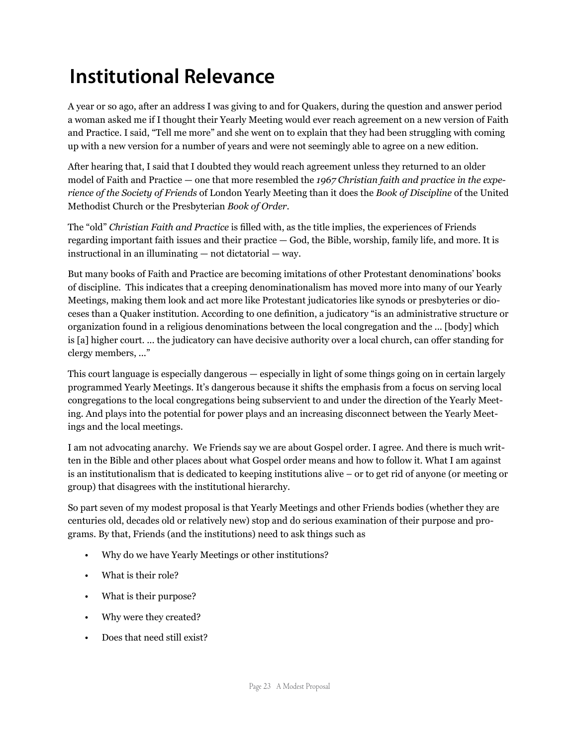# Institutional Relevance

A year or so ago, after an address I was giving to and for Quakers, during the question and answer period a woman asked me if I thought their Yearly Meeting would ever reach agreement on a new version of Faith and Practice. I said, "Tell me more" and she went on to explain that they had been struggling with coming up with a new version for a number of years and were not seemingly able to agree on a new edition.

After hearing that, I said that I doubted they would reach agreement unless they returned to an older model of Faith and Practice — one that more resembled the *1967 Christian faith and practice in the experience of the Society of Friends* of London Yearly Meeting than it does the *Book of Discipline* of the United Methodist Church or the Presbyterian *Book of Order*.

The "old" *Christian Faith and Practice* is filled with, as the title implies, the experiences of Friends regarding important faith issues and their practice — God, the Bible, worship, family life, and more. It is instructional in an illuminating — not dictatorial — way.

But many books of Faith and Practice are becoming imitations of other Protestant denominations' books of discipline. This indicates that a creeping denominationalism has moved more into many of our Yearly Meetings, making them look and act more like Protestant judicatories like synods or presbyteries or dioceses than a Quaker institution. According to one definition, a judicatory "is an administrative structure or organization found in a religious denominations between the local congregation and the ... [body] which is [a] higher court. ... the judicatory can have decisive authority over a local church, can offer standing for clergy members, ..."

This court language is especially dangerous — especially in light of some things going on in certain largely programmed Yearly Meetings. It's dangerous because it shifts the emphasis from a focus on serving local congregations to the local congregations being subservient to and under the direction of the Yearly Meeting. And plays into the potential for power plays and an increasing disconnect between the Yearly Meetings and the local meetings.

I am not advocating anarchy. We Friends say we are about Gospel order. I agree. And there is much written in the Bible and other places about what Gospel order means and how to follow it. What I am against is an institutionalism that is dedicated to keeping institutions alive – or to get rid of anyone (or meeting or group) that disagrees with the institutional hierarchy.

So part seven of my modest proposal is that Yearly Meetings and other Friends bodies (whether they are centuries old, decades old or relatively new) stop and do serious examination of their purpose and programs. By that, Friends (and the institutions) need to ask things such as

- Why do we have Yearly Meetings or other institutions?
- What is their role?
- What is their purpose?
- Why were they created?
- Does that need still exist?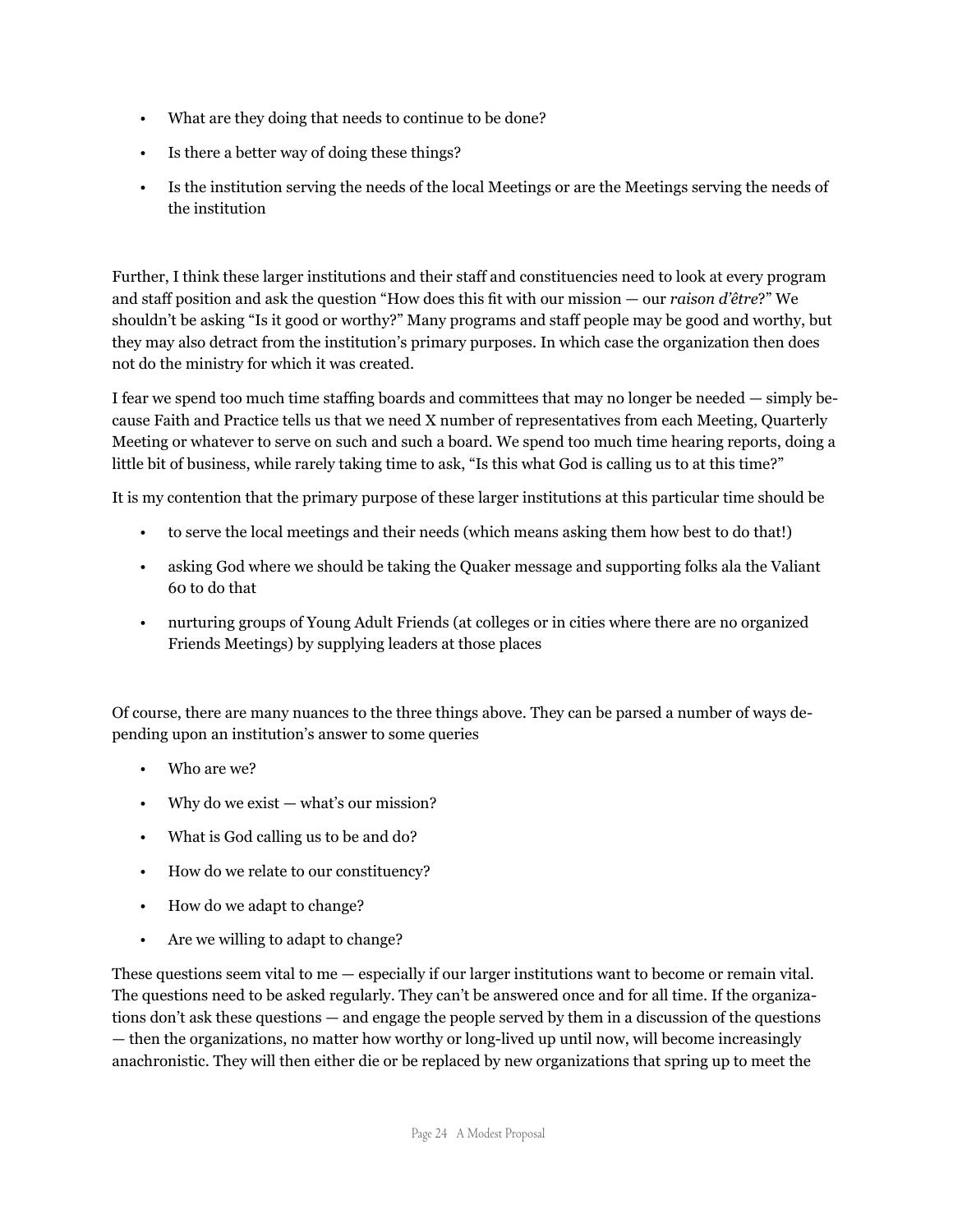- What are they doing that needs to continue to be done?
- Is there a better way of doing these things?
- Is the institution serving the needs of the local Meetings or are the Meetings serving the needs of the institution

Further, I think these larger institutions and their staff and constituencies need to look at every program and staff position and ask the question "How does this fit with our mission — our *raison d'être*?" We shouldn't be asking "Is it good or worthy?" Many programs and staff people may be good and worthy, but they may also detract from the institution's primary purposes. In which case the organization then does not do the ministry for which it was created.

I fear we spend too much time staffing boards and committees that may no longer be needed — simply because Faith and Practice tells us that we need X number of representatives from each Meeting, Quarterly Meeting or whatever to serve on such and such a board. We spend too much time hearing reports, doing a little bit of business, while rarely taking time to ask, "Is this what God is calling us to at this time?"

It is my contention that the primary purpose of these larger institutions at this particular time should be

- to serve the local meetings and their needs (which means asking them how best to do that!)
- asking God where we should be taking the Quaker message and supporting folks ala the Valiant 60 to do that
- nurturing groups of Young Adult Friends (at colleges or in cities where there are no organized Friends Meetings) by supplying leaders at those places

Of course, there are many nuances to the three things above. They can be parsed a number of ways depending upon an institution's answer to some queries

- Who are we?
- Why do we exist — what's our mission?
- What is God calling us to be and do?
- How do we relate to our constituency?
- How do we adapt to change?
- Are we willing to adapt to change?

These questions seem vital to me — especially if our larger institutions want to become or remain vital. The questions need to be asked regularly. They can't be answered once and for all time. If the organizations don't ask these questions — and engage the people served by them in a discussion of the questions — then the organizations, no matter how worthy or long-lived up until now, will become increasingly anachronistic. They will then either die or be replaced by new organizations that spring up to meet the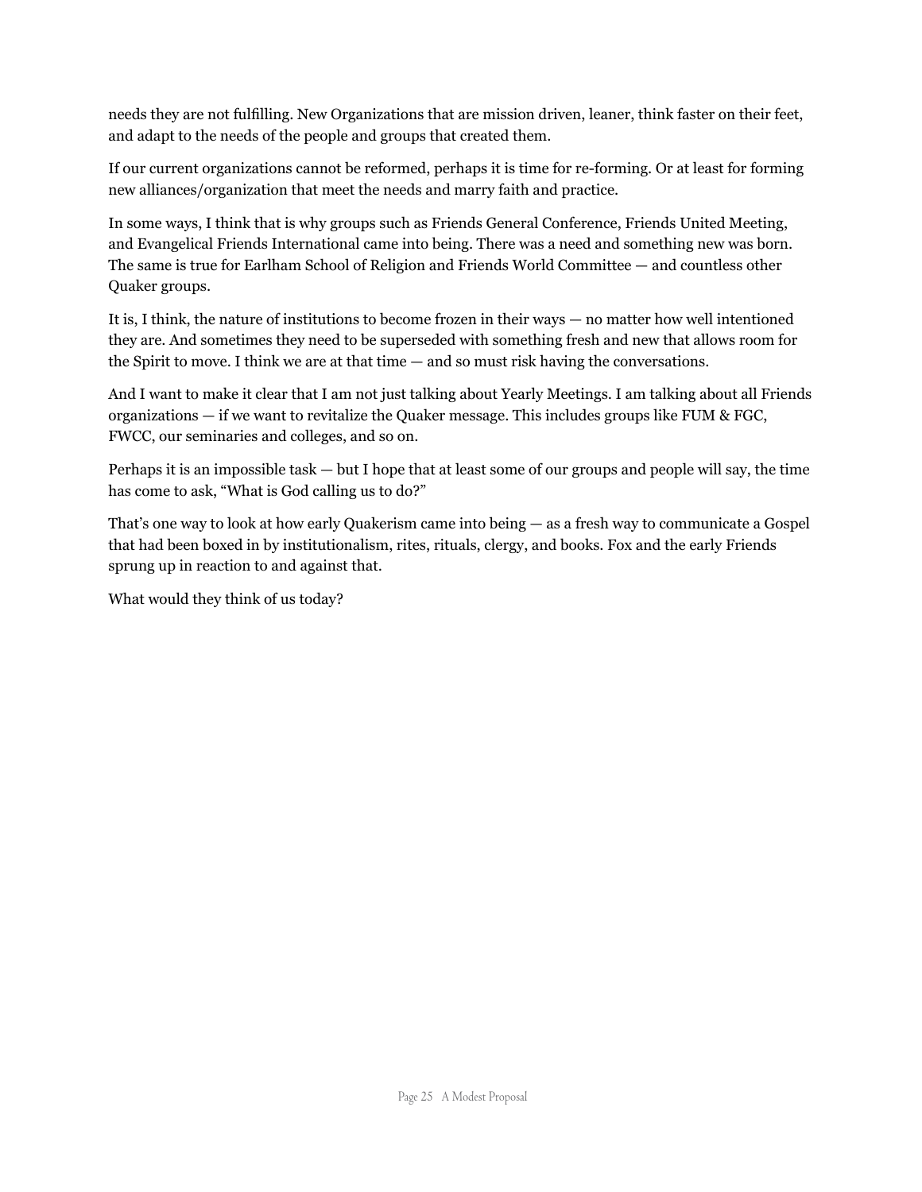needs they are not fulfilling. New Organizations that are mission driven, leaner, think faster on their feet, and adapt to the needs of the people and groups that created them.

If our current organizations cannot be reformed, perhaps it is time for re-forming. Or at least for forming new alliances/organization that meet the needs and marry faith and practice.

In some ways, I think that is why groups such as Friends General Conference, Friends United Meeting, and Evangelical Friends International came into being. There was a need and something new was born. The same is true for Earlham School of Religion and Friends World Committee — and countless other Quaker groups.

It is, I think, the nature of institutions to become frozen in their ways — no matter how well intentioned they are. And sometimes they need to be superseded with something fresh and new that allows room for the Spirit to move. I think we are at that time — and so must risk having the conversations.

And I want to make it clear that I am not just talking about Yearly Meetings. I am talking about all Friends organizations — if we want to revitalize the Quaker message. This includes groups like FUM & FGC, FWCC, our seminaries and colleges, and so on.

Perhaps it is an impossible task — but I hope that at least some of our groups and people will say, the time has come to ask, "What is God calling us to do?"

That's one way to look at how early Quakerism came into being — as a fresh way to communicate a Gospel that had been boxed in by institutionalism, rites, rituals, clergy, and books. Fox and the early Friends sprung up in reaction to and against that.

What would they think of us today?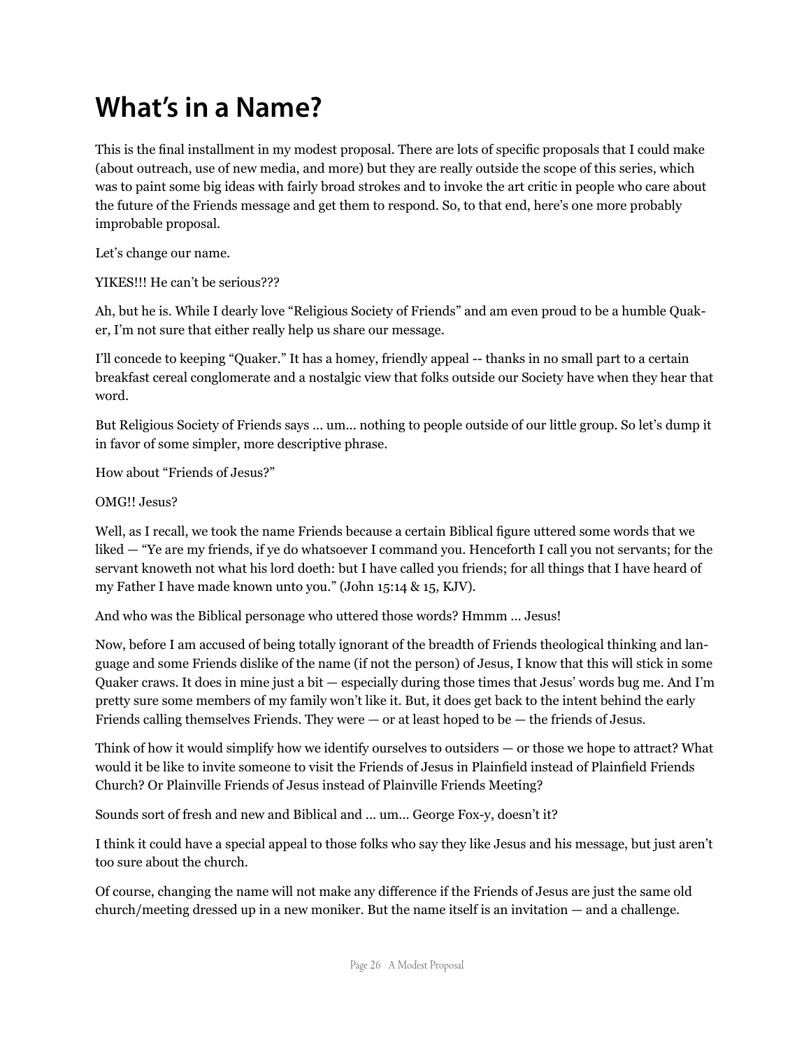# What's in a Name?

This is the final installment in my modest proposal. There are lots of specific proposals that I could make (about outreach, use of new media, and more) but they are really outside the scope of this series, which was to paint some big ideas with fairly broad strokes and to invoke the art critic in people who care about the future of the Friends message and get them to respond. So, to that end, here's one more probably improbable proposal.

Let's change our name.

YIKES!!! He can't be serious???

Ah, but he is. While I dearly love "Religious Society of Friends" and am even proud to be a humble Quaker, I'm not sure that either really help us share our message.

I'll concede to keeping "Quaker." It has a homey, friendly appeal -- thanks in no small part to a certain breakfast cereal conglomerate and a nostalgic view that folks outside our Society have when they hear that word.

But Religious Society of Friends says ... um... nothing to people outside of our little group. So let's dump it in favor of some simpler, more descriptive phrase.

How about "Friends of Jesus?"

OMG!! Jesus?

Well, as I recall, we took the name Friends because a certain Biblical figure uttered some words that we liked — "Ye are my friends, if ye do whatsoever I command you. Henceforth I call you not servants; for the servant knoweth not what his lord doeth: but I have called you friends; for all things that I have heard of my Father I have made known unto you." (John 15:14 & 15, KJV).

And who was the Biblical personage who uttered those words? Hmmm ... Jesus!

Now, before I am accused of being totally ignorant of the breadth of Friends theological thinking and language and some Friends dislike of the name (if not the person) of Jesus, I know that this will stick in some Quaker craws. It does in mine just a bit — especially during those times that Jesus' words bug me. And I'm pretty sure some members of my family won't like it. But, it does get back to the intent behind the early Friends calling themselves Friends. They were — or at least hoped to be — the friends of Jesus.

Think of how it would simplify how we identify ourselves to outsiders — or those we hope to attract? What would it be like to invite someone to visit the Friends of Jesus in Plainfield instead of Plainfield Friends Church? Or Plainville Friends of Jesus instead of Plainville Friends Meeting?

Sounds sort of fresh and new and Biblical and ... um... George Fox-y, doesn't it?

I think it could have a special appeal to those folks who say they like Jesus and his message, but just aren't too sure about the church.

Of course, changing the name will not make any difference if the Friends of Jesus are just the same old church/meeting dressed up in a new moniker. But the name itself is an invitation — and a challenge.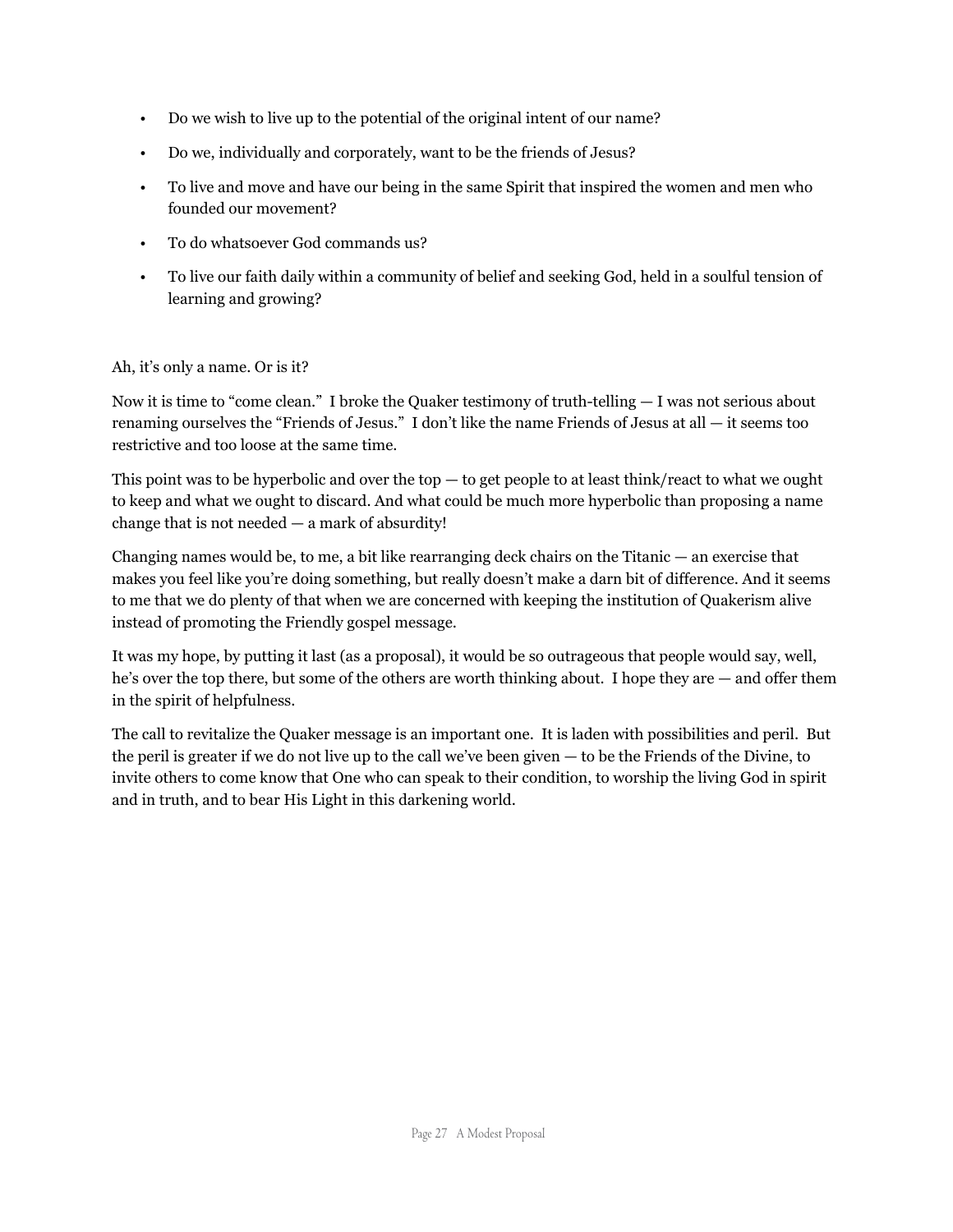- Do we wish to live up to the potential of the original intent of our name?
- Do we, individually and corporately, want to be the friends of Jesus?
- To live and move and have our being in the same Spirit that inspired the women and men who founded our movement?
- To do whatsoever God commands us?
- To live our faith daily within a community of belief and seeking God, held in a soulful tension of learning and growing?

Ah, it's only a name. Or is it?

Now it is time to "come clean." I broke the Quaker testimony of truth-telling — I was not serious about renaming ourselves the "Friends of Jesus." I don't like the name Friends of Jesus at all — it seems too restrictive and too loose at the same time.

This point was to be hyperbolic and over the top — to get people to at least think/react to what we ought to keep and what we ought to discard. And what could be much more hyperbolic than proposing a name change that is not needed — a mark of absurdity!

Changing names would be, to me, a bit like rearranging deck chairs on the Titanic — an exercise that makes you feel like you're doing something, but really doesn't make a darn bit of difference. And it seems to me that we do plenty of that when we are concerned with keeping the institution of Quakerism alive instead of promoting the Friendly gospel message.

It was my hope, by putting it last (as a proposal), it would be so outrageous that people would say, well, he's over the top there, but some of the others are worth thinking about. I hope they are — and offer them in the spirit of helpfulness.

The call to revitalize the Quaker message is an important one. It is laden with possibilities and peril. But the peril is greater if we do not live up to the call we've been given — to be the Friends of the Divine, to invite others to come know that One who can speak to their condition, to worship the living God in spirit and in truth, and to bear His Light in this darkening world.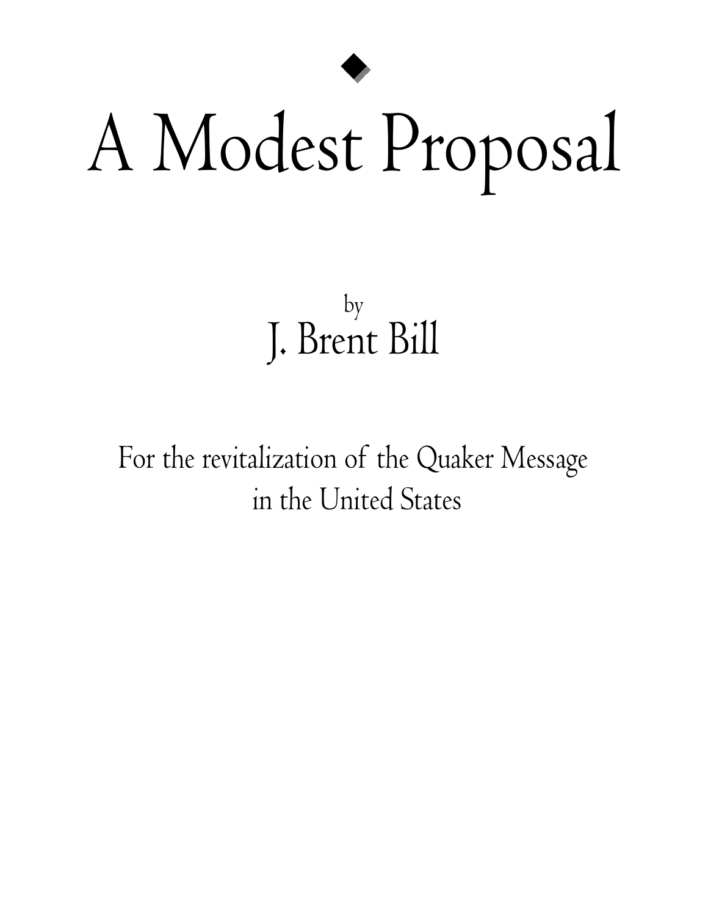# A Modest Proposal

by

J. Brent Bill

For the revitalization of the Quaker Message
in the United States